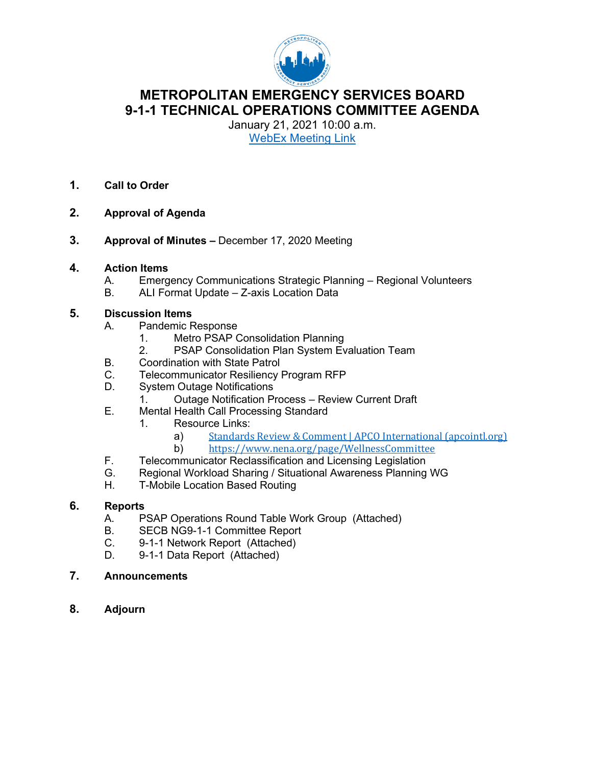# METROPOLITAN EMERGENCY SERVICES BOARD
# 9-1-1 TECHNICAL OPERATIONS COMMITTEE AGENDA

January 21, 2021 10:00 a.m.

[WebEx Meeting Link]

1. **Call to Order**

2. **Approval of Agenda**

3. **Approval of Minutes –** December 17, 2020 Meeting

4. **Action Items**
   - A. Emergency Communications Strategic Planning – Regional Volunteers
   - B. ALI Format Update – Z-axis Location Data

5. **Discussion Items**
   - A. Pandemic Response
     1. Metro PSAP Consolidation Planning
     2. PSAP Consolidation Plan System Evaluation Team
   - B. Coordination with State Patrol
   - C. Telecommunicator Resiliency Program RFP
   - D. System Outage Notifications
     1. Outage Notification Process – Review Current Draft
   - E. Mental Health Call Processing Standard
     1. Resource Links:
        - a) Standards Review & Comment | APCO International (apcointl.org)
        - b) https://www.nena.org/page/WellnessCommittee
   - F. Telecommunicator Reclassification and Licensing Legislation
   - G. Regional Workload Sharing / Situational Awareness Planning WG
   - H. T-Mobile Location Based Routing

6. **Reports**
   - A. PSAP Operations Round Table Work Group (Attached)
   - B. SECB NG9-1-1 Committee Report
   - C. 9-1-1 Network Report (Attached)
   - D. 9-1-1 Data Report (Attached)

7. **Announcements**

8. **Adjourn**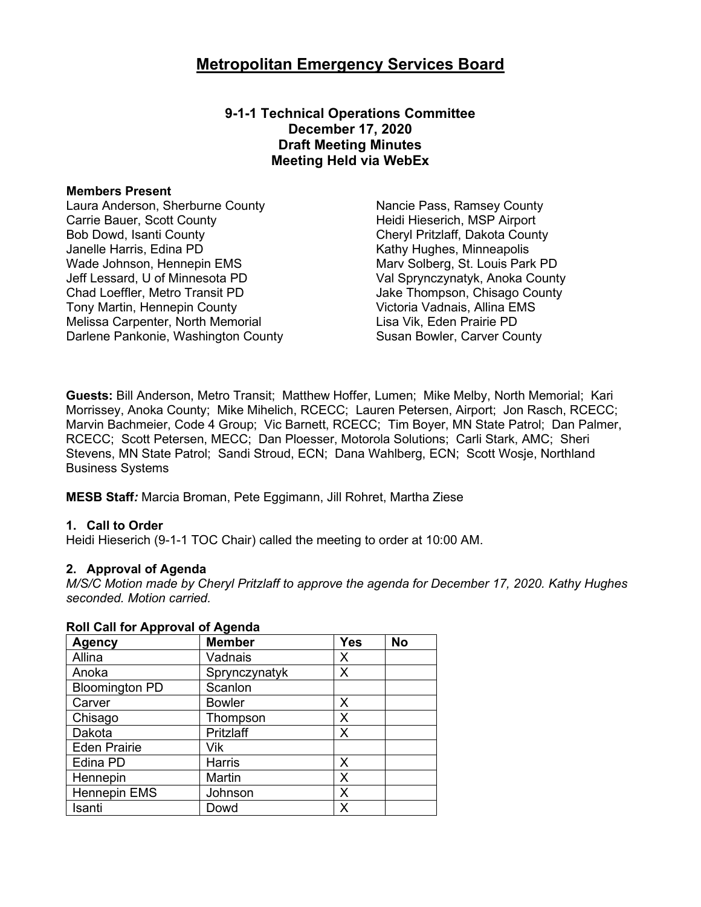# Metropolitan Emergency Services Board

### 9-1-1 Technical Operations Committee
### December 17, 2020
### Draft Meeting Minutes
### Meeting Held via WebEx

**Members Present**

Laura Anderson, Sherburne County
Carrie Bauer, Scott County
Bob Dowd, Isanti County
Janelle Harris, Edina PD
Wade Johnson, Hennepin EMS
Jeff Lessard, U of Minnesota PD
Chad Loeffler, Metro Transit PD
Tony Martin, Hennepin County
Melissa Carpenter, North Memorial
Darlene Pankonie, Washington County
Nancie Pass, Ramsey County
Heidi Hieserich, MSP Airport
Cheryl Pritzlaff, Dakota County
Kathy Hughes, Minneapolis
Marv Solberg, St. Louis Park PD
Val Sprynczynatyk, Anoka County
Jake Thompson, Chisago County
Victoria Vadnais, Allina EMS
Lisa Vik, Eden Prairie PD
Susan Bowler, Carver County

**Guests:** Bill Anderson, Metro Transit; Matthew Hoffer, Lumen; Mike Melby, North Memorial; Kari Morrissey, Anoka County; Mike Mihelich, RCECC; Lauren Petersen, Airport; Jon Rasch, RCECC; Marvin Bachmeier, Code 4 Group; Vic Barnett, RCECC; Tim Boyer, MN State Patrol; Dan Palmer, RCECC; Scott Petersen, MECC; Dan Ploesser, Motorola Solutions; Carli Stark, AMC; Sheri Stevens, MN State Patrol; Sandi Stroud, ECN; Dana Wahlberg, ECN; Scott Wosje, Northland Business Systems

**MESB Staff*:*** Marcia Broman, Pete Eggimann, Jill Rohret, Martha Ziese

**1. Call to Order**

Heidi Hieserich (9-1-1 TOC Chair) called the meeting to order at 10:00 AM.

**2. Approval of Agenda**

*M/S/C Motion made by Cheryl Pritzlaff to approve the agenda for December 17, 2020. Kathy Hughes seconded. Motion carried.*

**Roll Call for Approval of Agenda**

| Agency | Member | Yes | No |
|---|---|---|---|
| Allina | Vadnais | X | |
| Anoka | Sprynczynatyk | X | |
| Bloomington PD | Scanlon | | |
| Carver | Bowler | X | |
| Chisago | Thompson | X | |
| Dakota | Pritzlaff | X | |
| Eden Prairie | Vik | | |
| Edina PD | Harris | X | |
| Hennepin | Martin | X | |
| Hennepin EMS | Johnson | X | |
| Isanti | Dowd | X | |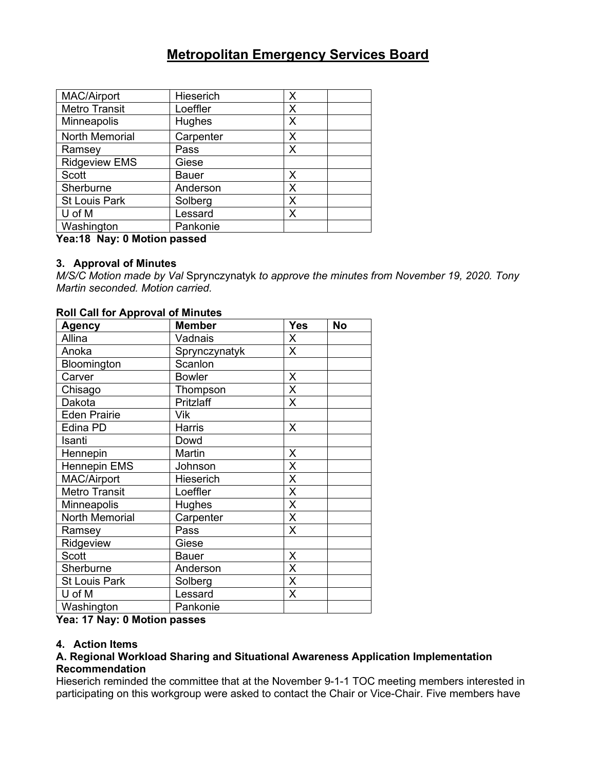# Metropolitan Emergency Services Board

| | | | |
|---|---|---|---|
| MAC/Airport | Hieserich | X | |
| Metro Transit | Loeffler | X | |
| Minneapolis | Hughes | X | |
| North Memorial | Carpenter | X | |
| Ramsey | Pass | X | |
| Ridgeview EMS | Giese | | |
| Scott | Bauer | X | |
| Sherburne | Anderson | X | |
| St Louis Park | Solberg | X | |
| U of M | Lessard | X | |
| Washington | Pankonie | | |

**Yea:18 Nay: 0 Motion passed**

### 3. Approval of Minutes

*M/S/C Motion made by Val* Sprynczynatyk *to approve the minutes from November 19, 2020. Tony Martin seconded. Motion carried.*

**Roll Call for Approval of Minutes**

| Agency | Member | Yes | No |
|---|---|---|---|
| Allina | Vadnais | X | |
| Anoka | Sprynczynatyk | X | |
| Bloomington | Scanlon | | |
| Carver | Bowler | X | |
| Chisago | Thompson | X | |
| Dakota | Pritzlaff | X | |
| Eden Prairie | Vik | | |
| Edina PD | Harris | X | |
| Isanti | Dowd | | |
| Hennepin | Martin | X | |
| Hennepin EMS | Johnson | X | |
| MAC/Airport | Hieserich | X | |
| Metro Transit | Loeffler | X | |
| Minneapolis | Hughes | X | |
| North Memorial | Carpenter | X | |
| Ramsey | Pass | X | |
| Ridgeview | Giese | | |
| Scott | Bauer | X | |
| Sherburne | Anderson | X | |
| St Louis Park | Solberg | X | |
| U of M | Lessard | X | |
| Washington | Pankonie | | |

**Yea: 17 Nay: 0 Motion passes**

### 4. Action Items

**A. Regional Workload Sharing and Situational Awareness Application Implementation Recommendation**

Hieserich reminded the committee that at the November 9-1-1 TOC meeting members interested in participating on this workgroup were asked to contact the Chair or Vice-Chair. Five members have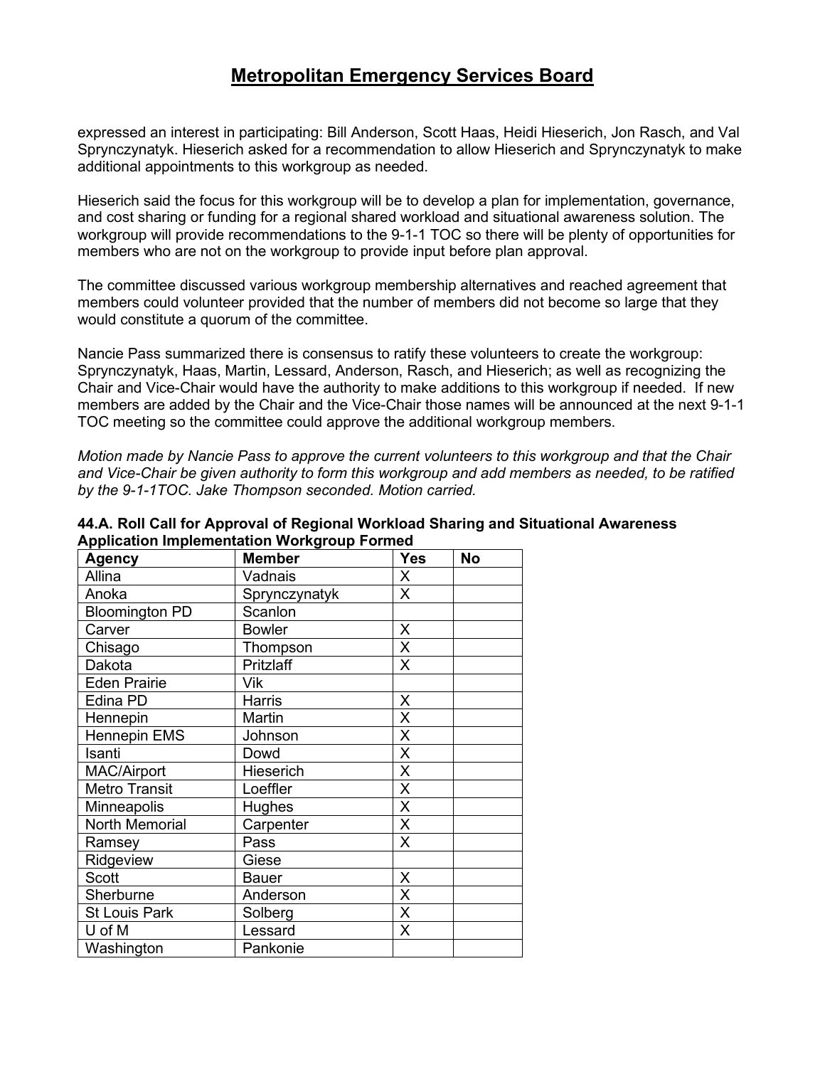expressed an interest in participating: Bill Anderson, Scott Haas, Heidi Hieserich, Jon Rasch, and Val Sprynczynatyk. Hieserich asked for a recommendation to allow Hieserich and Sprynczynatyk to make additional appointments to this workgroup as needed.

Hieserich said the focus for this workgroup will be to develop a plan for implementation, governance, and cost sharing or funding for a regional shared workload and situational awareness solution. The workgroup will provide recommendations to the 9-1-1 TOC so there will be plenty of opportunities for members who are not on the workgroup to provide input before plan approval.

The committee discussed various workgroup membership alternatives and reached agreement that members could volunteer provided that the number of members did not become so large that they would constitute a quorum of the committee.

Nancie Pass summarized there is consensus to ratify these volunteers to create the workgroup: Sprynczynatyk, Haas, Martin, Lessard, Anderson, Rasch, and Hieserich; as well as recognizing the Chair and Vice-Chair would have the authority to make additions to this workgroup if needed. If new members are added by the Chair and the Vice-Chair those names will be announced at the next 9-1-1 TOC meeting so the committee could approve the additional workgroup members.

*Motion made by Nancie Pass to approve the current volunteers to this workgroup and that the Chair and Vice-Chair be given authority to form this workgroup and add members as needed, to be ratified by the 9-1-1TOC. Jake Thompson seconded. Motion carried.*

**44.A. Roll Call for Approval of Regional Workload Sharing and Situational Awareness Application Implementation Workgroup Formed**

| Agency | Member | Yes | No |
|---|---|---|---|
| Allina | Vadnais | X | |
| Anoka | Sprynczynatyk | X | |
| Bloomington PD | Scanlon | | |
| Carver | Bowler | X | |
| Chisago | Thompson | X | |
| Dakota | Pritzlaff | X | |
| Eden Prairie | Vik | | |
| Edina PD | Harris | X | |
| Hennepin | Martin | X | |
| Hennepin EMS | Johnson | X | |
| Isanti | Dowd | X | |
| MAC/Airport | Hieserich | X | |
| Metro Transit | Loeffler | X | |
| Minneapolis | Hughes | X | |
| North Memorial | Carpenter | X | |
| Ramsey | Pass | X | |
| Ridgeview | Giese | | |
| Scott | Bauer | X | |
| Sherburne | Anderson | X | |
| St Louis Park | Solberg | X | |
| U of M | Lessard | X | |
| Washington | Pankonie | | |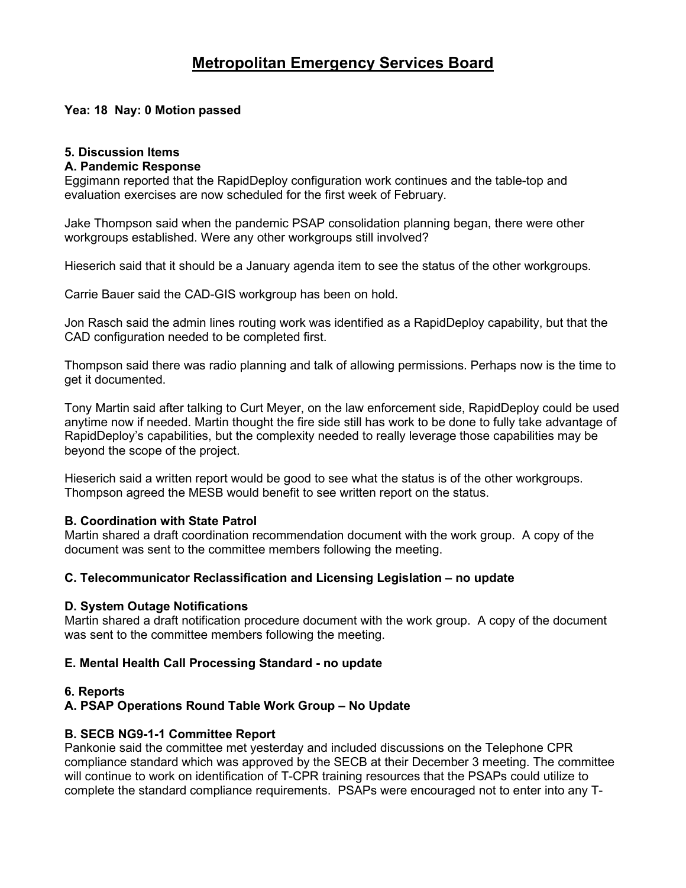# Metropolitan Emergency Services Board

**Yea: 18 Nay: 0 Motion passed**

**5. Discussion Items**

**A. Pandemic Response**

Eggimann reported that the RapidDeploy configuration work continues and the table-top and evaluation exercises are now scheduled for the first week of February.

Jake Thompson said when the pandemic PSAP consolidation planning began, there were other workgroups established. Were any other workgroups still involved?

Hieserich said that it should be a January agenda item to see the status of the other workgroups.

Carrie Bauer said the CAD-GIS workgroup has been on hold.

Jon Rasch said the admin lines routing work was identified as a RapidDeploy capability, but that the CAD configuration needed to be completed first.

Thompson said there was radio planning and talk of allowing permissions. Perhaps now is the time to get it documented.

Tony Martin said after talking to Curt Meyer, on the law enforcement side, RapidDeploy could be used anytime now if needed. Martin thought the fire side still has work to be done to fully take advantage of RapidDeploy's capabilities, but the complexity needed to really leverage those capabilities may be beyond the scope of the project.

Hieserich said a written report would be good to see what the status is of the other workgroups. Thompson agreed the MESB would benefit to see written report on the status.

**B. Coordination with State Patrol**

Martin shared a draft coordination recommendation document with the work group. A copy of the document was sent to the committee members following the meeting.

**C. Telecommunicator Reclassification and Licensing Legislation – no update**

**D. System Outage Notifications**

Martin shared a draft notification procedure document with the work group. A copy of the document was sent to the committee members following the meeting.

**E. Mental Health Call Processing Standard - no update**

**6. Reports**

**A. PSAP Operations Round Table Work Group – No Update**

**B. SECB NG9-1-1 Committee Report**

Pankonie said the committee met yesterday and included discussions on the Telephone CPR compliance standard which was approved by the SECB at their December 3 meeting. The committee will continue to work on identification of T-CPR training resources that the PSAPs could utilize to complete the standard compliance requirements. PSAPs were encouraged not to enter into any T-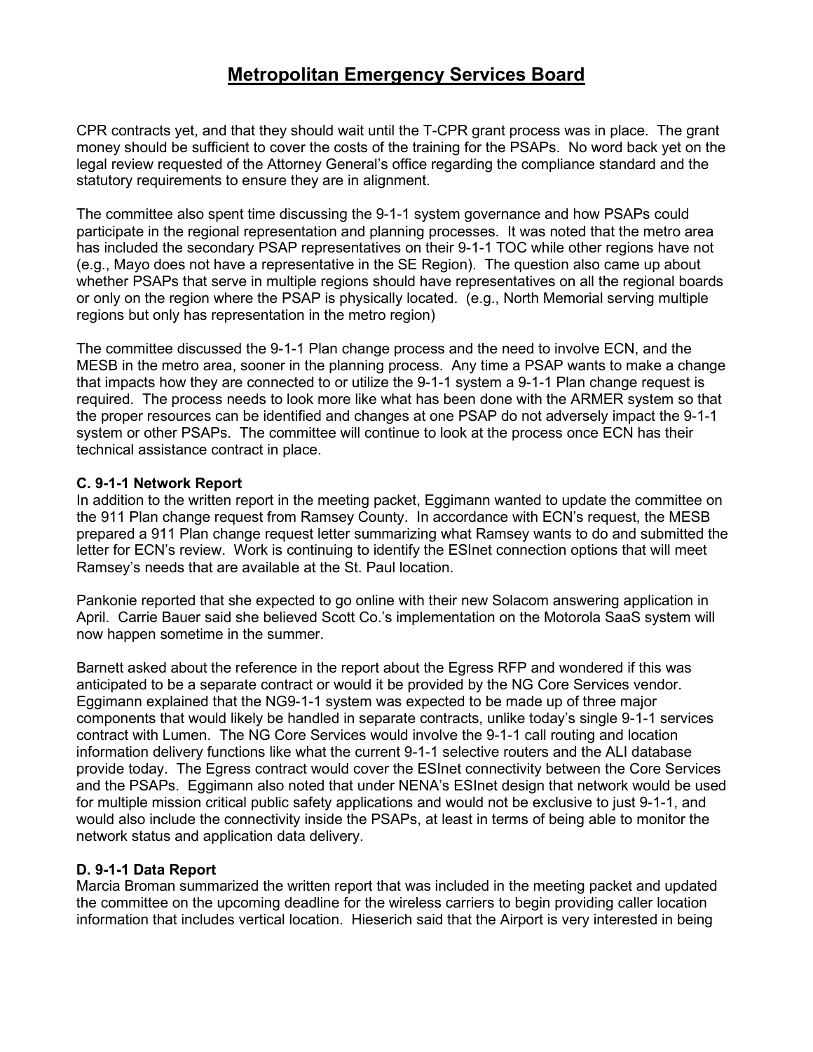CPR contracts yet, and that they should wait until the T-CPR grant process was in place. The grant money should be sufficient to cover the costs of the training for the PSAPs. No word back yet on the legal review requested of the Attorney General's office regarding the compliance standard and the statutory requirements to ensure they are in alignment.

The committee also spent time discussing the 9-1-1 system governance and how PSAPs could participate in the regional representation and planning processes. It was noted that the metro area has included the secondary PSAP representatives on their 9-1-1 TOC while other regions have not (e.g., Mayo does not have a representative in the SE Region). The question also came up about whether PSAPs that serve in multiple regions should have representatives on all the regional boards or only on the region where the PSAP is physically located. (e.g., North Memorial serving multiple regions but only has representation in the metro region)

The committee discussed the 9-1-1 Plan change process and the need to involve ECN, and the MESB in the metro area, sooner in the planning process. Any time a PSAP wants to make a change that impacts how they are connected to or utilize the 9-1-1 system a 9-1-1 Plan change request is required. The process needs to look more like what has been done with the ARMER system so that the proper resources can be identified and changes at one PSAP do not adversely impact the 9-1-1 system or other PSAPs. The committee will continue to look at the process once ECN has their technical assistance contract in place.

**C. 9-1-1 Network Report**

In addition to the written report in the meeting packet, Eggimann wanted to update the committee on the 911 Plan change request from Ramsey County. In accordance with ECN's request, the MESB prepared a 911 Plan change request letter summarizing what Ramsey wants to do and submitted the letter for ECN's review. Work is continuing to identify the ESInet connection options that will meet Ramsey's needs that are available at the St. Paul location.

Pankonie reported that she expected to go online with their new Solacom answering application in April. Carrie Bauer said she believed Scott Co.'s implementation on the Motorola SaaS system will now happen sometime in the summer.

Barnett asked about the reference in the report about the Egress RFP and wondered if this was anticipated to be a separate contract or would it be provided by the NG Core Services vendor. Eggimann explained that the NG9-1-1 system was expected to be made up of three major components that would likely be handled in separate contracts, unlike today's single 9-1-1 services contract with Lumen. The NG Core Services would involve the 9-1-1 call routing and location information delivery functions like what the current 9-1-1 selective routers and the ALI database provide today. The Egress contract would cover the ESInet connectivity between the Core Services and the PSAPs. Eggimann also noted that under NENA's ESInet design that network would be used for multiple mission critical public safety applications and would not be exclusive to just 9-1-1, and would also include the connectivity inside the PSAPs, at least in terms of being able to monitor the network status and application data delivery.

**D. 9-1-1 Data Report**

Marcia Broman summarized the written report that was included in the meeting packet and updated the committee on the upcoming deadline for the wireless carriers to begin providing caller location information that includes vertical location. Hieserich said that the Airport is very interested in being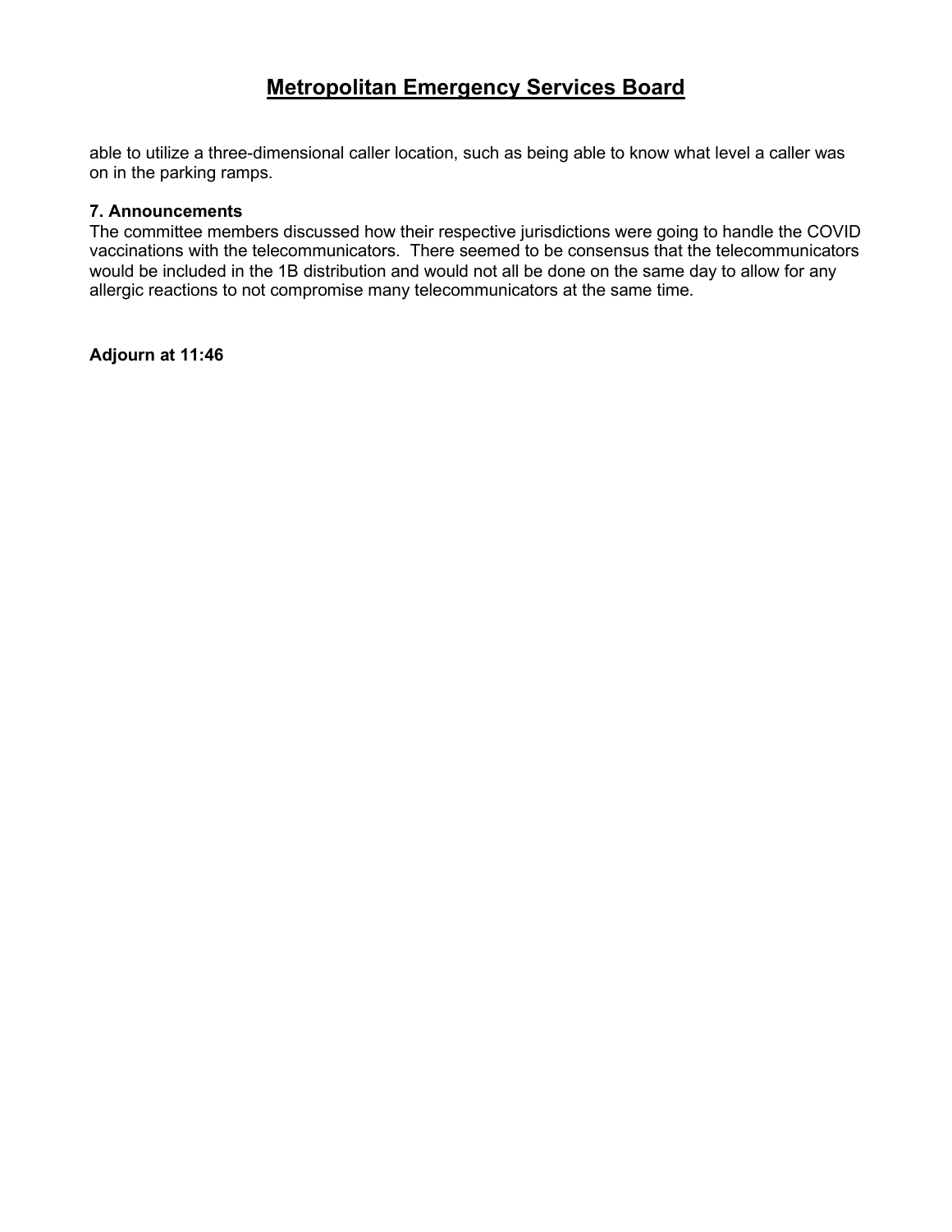able to utilize a three-dimensional caller location, such as being able to know what level a caller was on in the parking ramps.

**7. Announcements**

The committee members discussed how their respective jurisdictions were going to handle the COVID vaccinations with the telecommunicators. There seemed to be consensus that the telecommunicators would be included in the 1B distribution and would not all be done on the same day to allow for any allergic reactions to not compromise many telecommunicators at the same time.

**Adjourn at 11:46**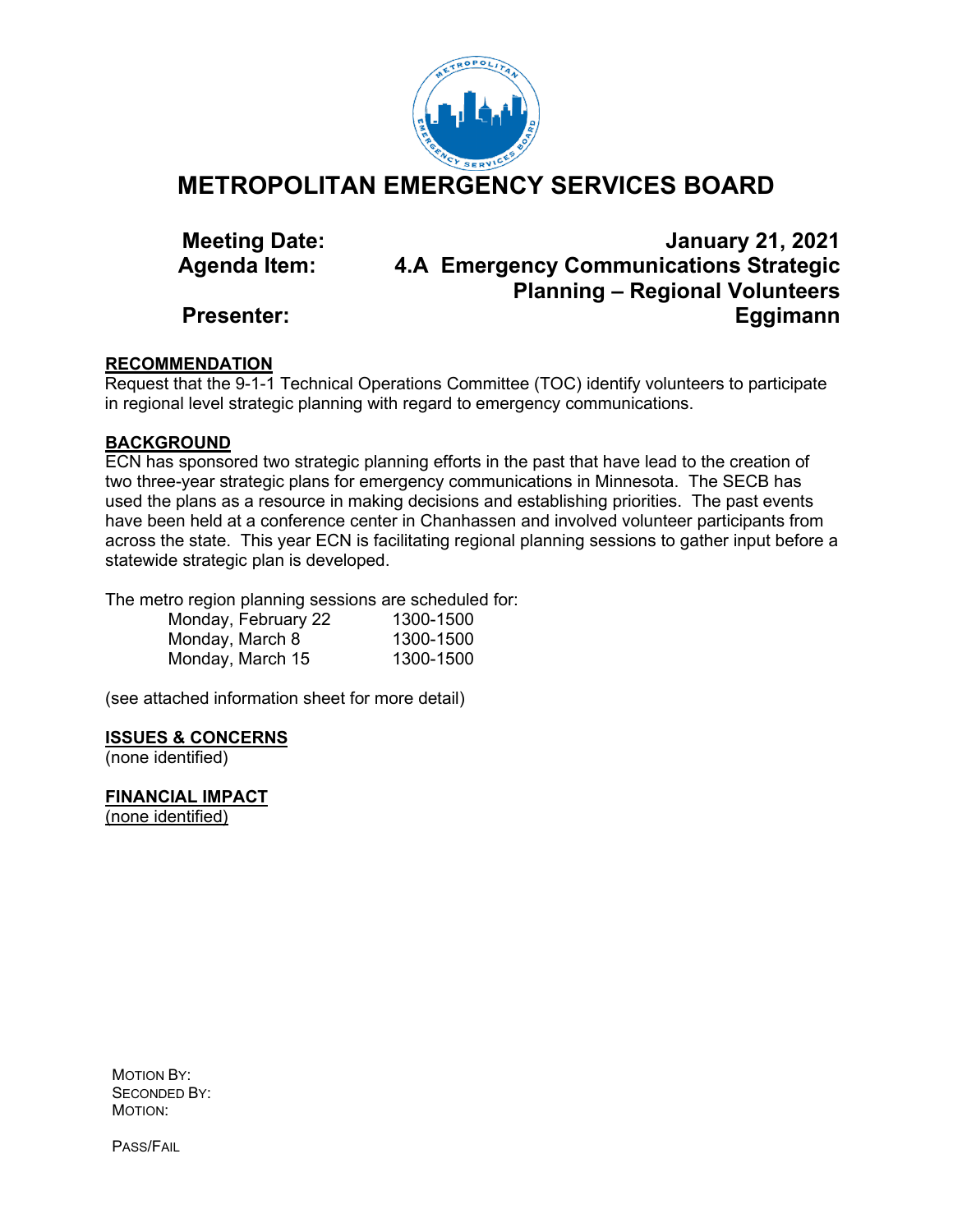# METROPOLITAN EMERGENCY SERVICES BOARD

**Meeting Date:** **January 21, 2021**
**Agenda Item:** **4.A Emergency Communications Strategic Planning – Regional Volunteers**
**Presenter:** **Eggimann**

**RECOMMENDATION**

Request that the 9-1-1 Technical Operations Committee (TOC) identify volunteers to participate in regional level strategic planning with regard to emergency communications.

**BACKGROUND**

ECN has sponsored two strategic planning efforts in the past that have lead to the creation of two three-year strategic plans for emergency communications in Minnesota. The SECB has used the plans as a resource in making decisions and establishing priorities. The past events have been held at a conference center in Chanhassen and involved volunteer participants from across the state. This year ECN is facilitating regional planning sessions to gather input before a statewide strategic plan is developed.

The metro region planning sessions are scheduled for:

| | |
|---|---|
| Monday, February 22 | 1300-1500 |
| Monday, March 8 | 1300-1500 |
| Monday, March 15 | 1300-1500 |

(see attached information sheet for more detail)

**ISSUES & CONCERNS**

(none identified)

**FINANCIAL IMPACT**

(none identified)

MOTION BY:
SECONDED BY:
MOTION:

PASS/FAIL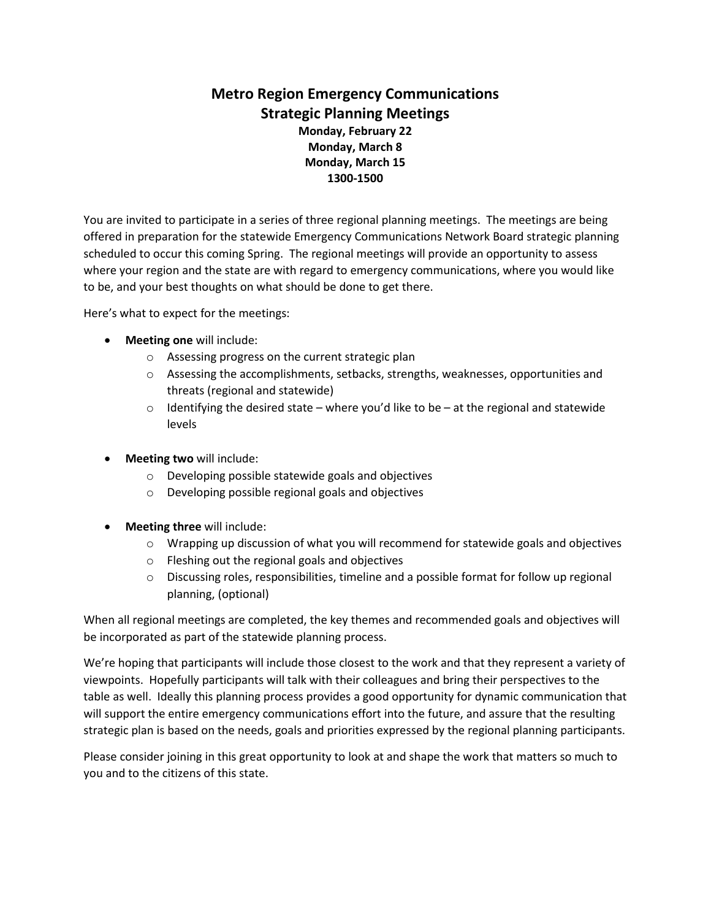# Metro Region Emergency Communications
# Strategic Planning Meetings

**Monday, February 22**
**Monday, March 8**
**Monday, March 15**
**1300-1500**

You are invited to participate in a series of three regional planning meetings. The meetings are being offered in preparation for the statewide Emergency Communications Network Board strategic planning scheduled to occur this coming Spring. The regional meetings will provide an opportunity to assess where your region and the state are with regard to emergency communications, where you would like to be, and your best thoughts on what should be done to get there.

Here's what to expect for the meetings:

- **Meeting one** will include:
  - Assessing progress on the current strategic plan
  - Assessing the accomplishments, setbacks, strengths, weaknesses, opportunities and threats (regional and statewide)
  - Identifying the desired state – where you'd like to be – at the regional and statewide levels

- **Meeting two** will include:
  - Developing possible statewide goals and objectives
  - Developing possible regional goals and objectives

- **Meeting three** will include:
  - Wrapping up discussion of what you will recommend for statewide goals and objectives
  - Fleshing out the regional goals and objectives
  - Discussing roles, responsibilities, timeline and a possible format for follow up regional planning, (optional)

When all regional meetings are completed, the key themes and recommended goals and objectives will be incorporated as part of the statewide planning process.

We're hoping that participants will include those closest to the work and that they represent a variety of viewpoints. Hopefully participants will talk with their colleagues and bring their perspectives to the table as well. Ideally this planning process provides a good opportunity for dynamic communication that will support the entire emergency communications effort into the future, and assure that the resulting strategic plan is based on the needs, goals and priorities expressed by the regional planning participants.

Please consider joining in this great opportunity to look at and shape the work that matters so much to you and to the citizens of this state.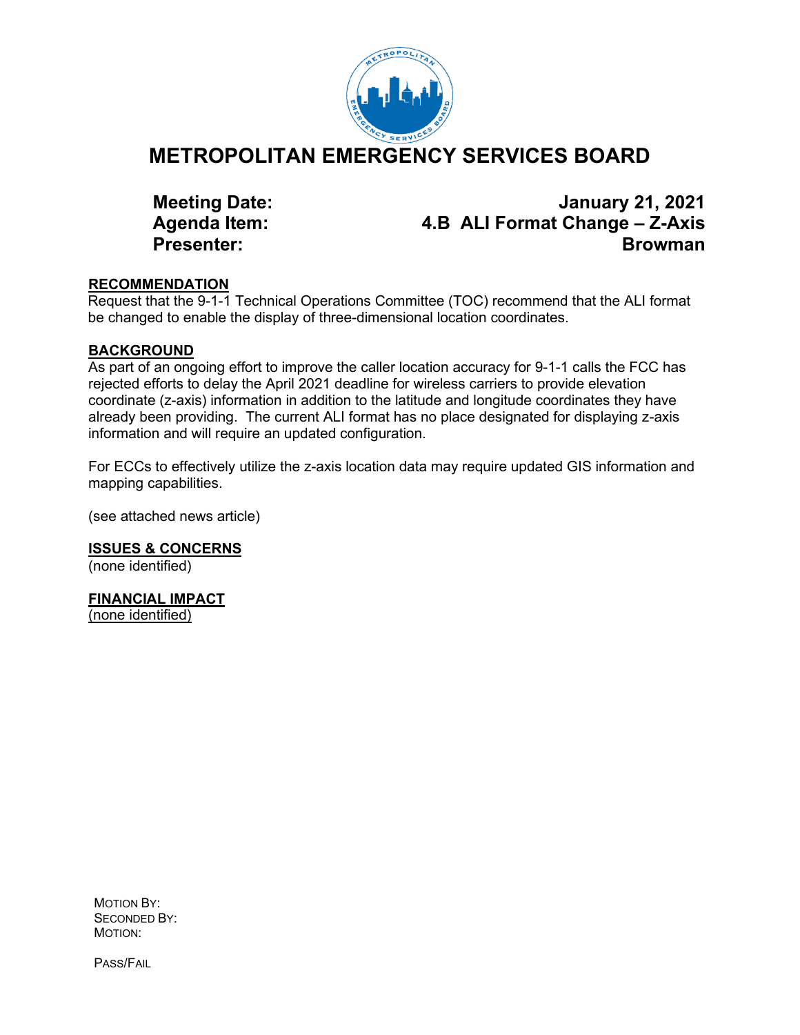# METROPOLITAN EMERGENCY SERVICES BOARD

**Meeting Date:** **January 21, 2021**
**Agenda Item:** **4.B ALI Format Change – Z-Axis**
**Presenter:** **Browman**

**RECOMMENDATION**

Request that the 9-1-1 Technical Operations Committee (TOC) recommend that the ALI format be changed to enable the display of three-dimensional location coordinates.

**BACKGROUND**

As part of an ongoing effort to improve the caller location accuracy for 9-1-1 calls the FCC has rejected efforts to delay the April 2021 deadline for wireless carriers to provide elevation coordinate (z-axis) information in addition to the latitude and longitude coordinates they have already been providing. The current ALI format has no place designated for displaying z-axis information and will require an updated configuration.

For ECCs to effectively utilize the z-axis location data may require updated GIS information and mapping capabilities.

(see attached news article)

**ISSUES & CONCERNS**

(none identified)

**FINANCIAL IMPACT**

(none identified)

MOTION BY:
SECONDED BY:
MOTION:

PASS/FAIL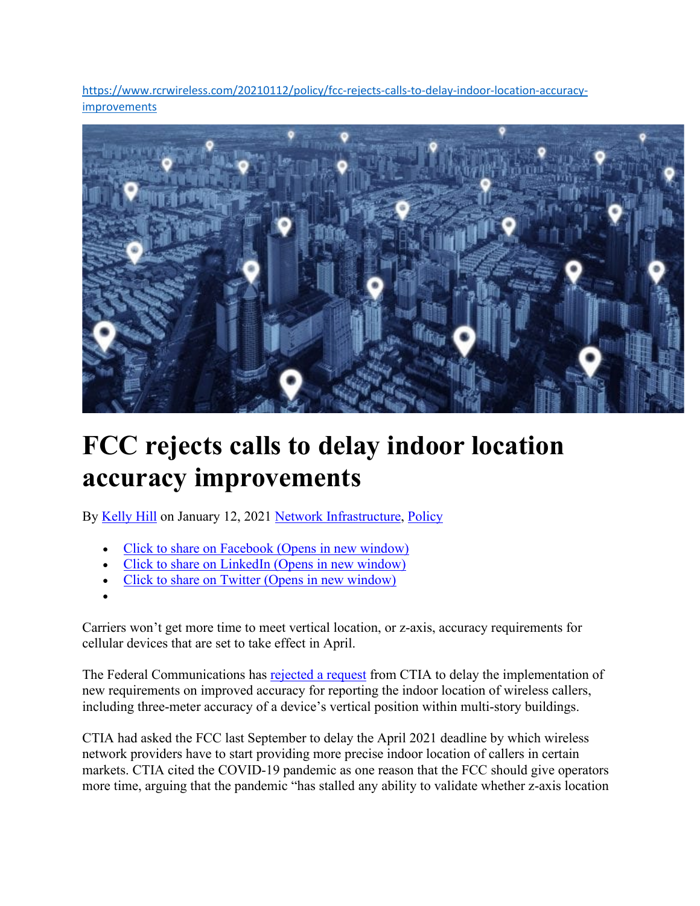https://www.rcrwireless.com/20210112/policy/fcc-rejects-calls-to-delay-indoor-location-accuracy-improvements

# FCC rejects calls to delay indoor location accuracy improvements

By Kelly Hill on January 12, 2021 Network Infrastructure, Policy

- Click to share on Facebook (Opens in new window)
- Click to share on LinkedIn (Opens in new window)
- Click to share on Twitter (Opens in new window)

Carriers won't get more time to meet vertical location, or z-axis, accuracy requirements for cellular devices that are set to take effect in April.

The Federal Communications has rejected a request from CTIA to delay the implementation of new requirements on improved accuracy for reporting the indoor location of wireless callers, including three-meter accuracy of a device's vertical position within multi-story buildings.

CTIA had asked the FCC last September to delay the April 2021 deadline by which wireless network providers have to start providing more precise indoor location of callers in certain markets. CTIA cited the COVID-19 pandemic as one reason that the FCC should give operators more time, arguing that the pandemic "has stalled any ability to validate whether z-axis location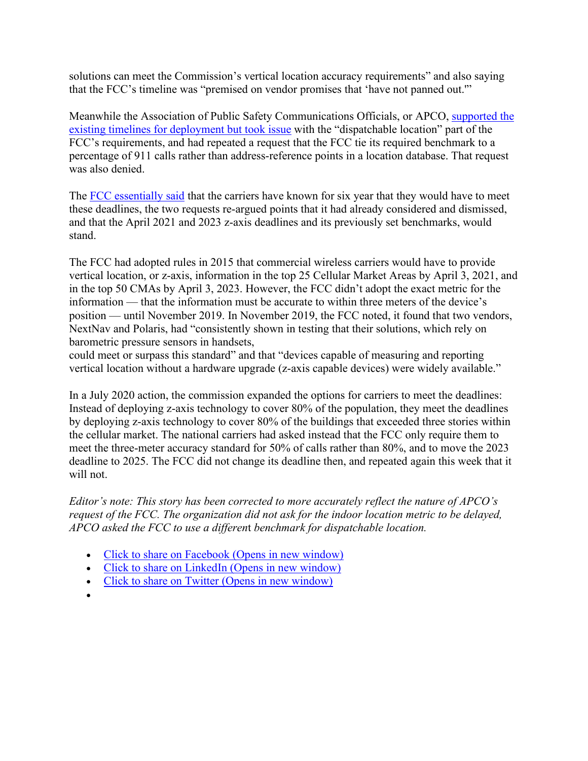solutions can meet the Commission's vertical location accuracy requirements" and also saying that the FCC's timeline was "premised on vendor promises that 'have not panned out.'"

Meanwhile the Association of Public Safety Communications Officials, or APCO, [supported the existing timelines for deployment but took issue](#) with the "dispatchable location" part of the FCC's requirements, and had repeated a request that the FCC tie its required benchmark to a percentage of 911 calls rather than address-reference points in a location database. That request was also denied.

The [FCC essentially said](#) that the carriers have known for six year that they would have to meet these deadlines, the two requests re-argued points that it had already considered and dismissed, and that the April 2021 and 2023 z-axis deadlines and its previously set benchmarks, would stand.

The FCC had adopted rules in 2015 that commercial wireless carriers would have to provide vertical location, or z-axis, information in the top 25 Cellular Market Areas by April 3, 2021, and in the top 50 CMAs by April 3, 2023. However, the FCC didn't adopt the exact metric for the information — that the information must be accurate to within three meters of the device's position — until November 2019. In November 2019, the FCC noted, it found that two vendors, NextNav and Polaris, had "consistently shown in testing that their solutions, which rely on barometric pressure sensors in handsets,
could meet or surpass this standard" and that "devices capable of measuring and reporting vertical location without a hardware upgrade (z-axis capable devices) were widely available."

In a July 2020 action, the commission expanded the options for carriers to meet the deadlines: Instead of deploying z-axis technology to cover 80% of the population, they meet the deadlines by deploying z-axis technology to cover 80% of the buildings that exceeded three stories within the cellular market. The national carriers had asked instead that the FCC only require them to meet the three-meter accuracy standard for 50% of calls rather than 80%, and to move the 2023 deadline to 2025. The FCC did not change its deadline then, and repeated again this week that it will not.

*Editor's note: This story has been corrected to more accurately reflect the nature of APCO's request of the FCC. The organization did not ask for the indoor location metric to be delayed, APCO asked the FCC to use a different benchmark for dispatchable location.*

- [Click to share on Facebook (Opens in new window)](#)
- [Click to share on LinkedIn (Opens in new window)](#)
- [Click to share on Twitter (Opens in new window)](#)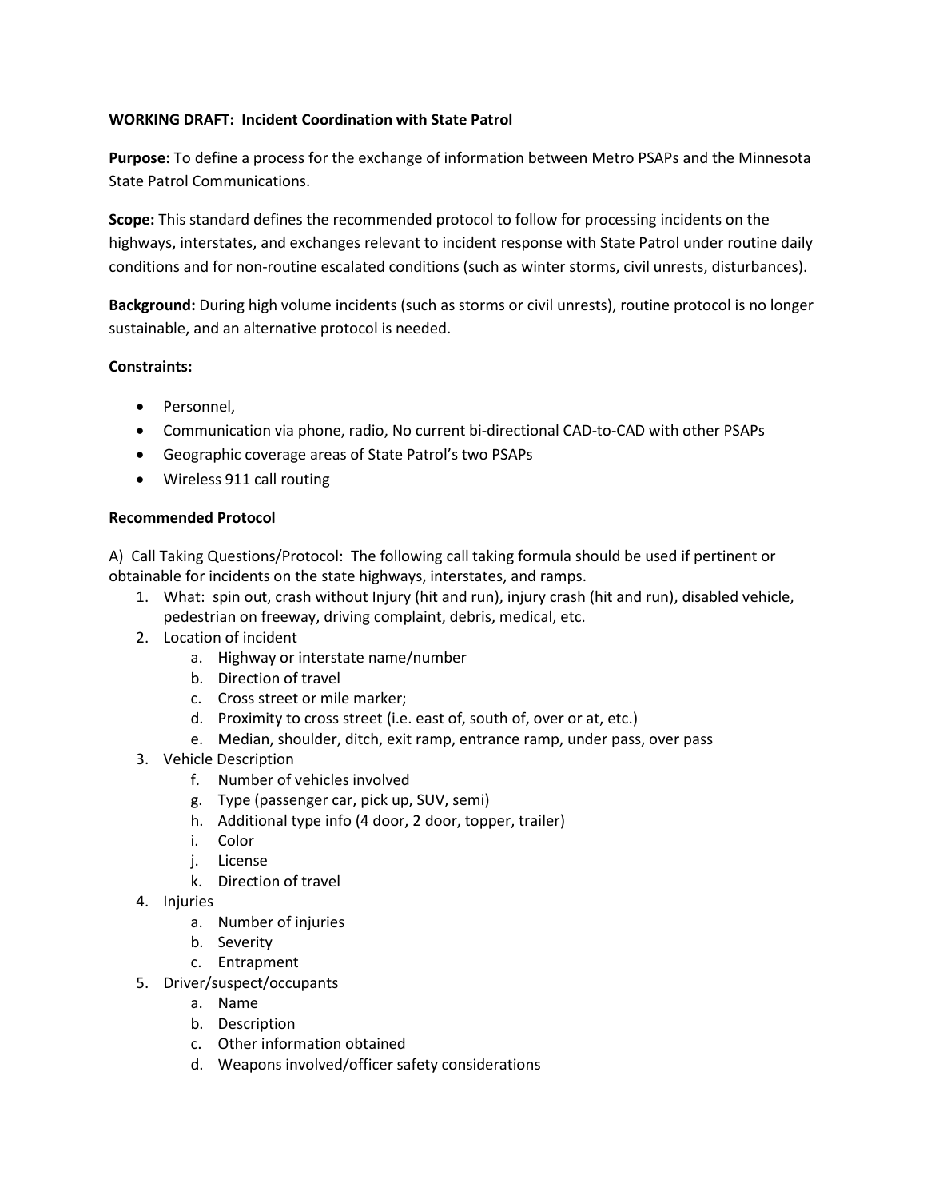**WORKING DRAFT: Incident Coordination with State Patrol**

**Purpose:** To define a process for the exchange of information between Metro PSAPs and the Minnesota State Patrol Communications.

**Scope:** This standard defines the recommended protocol to follow for processing incidents on the highways, interstates, and exchanges relevant to incident response with State Patrol under routine daily conditions and for non-routine escalated conditions (such as winter storms, civil unrests, disturbances).

**Background:** During high volume incidents (such as storms or civil unrests), routine protocol is no longer sustainable, and an alternative protocol is needed.

**Constraints:**

- Personnel,
- Communication via phone, radio, No current bi-directional CAD-to-CAD with other PSAPs
- Geographic coverage areas of State Patrol's two PSAPs
- Wireless 911 call routing

**Recommended Protocol**

A) Call Taking Questions/Protocol: The following call taking formula should be used if pertinent or obtainable for incidents on the state highways, interstates, and ramps.

1. What: spin out, crash without Injury (hit and run), injury crash (hit and run), disabled vehicle, pedestrian on freeway, driving complaint, debris, medical, etc.
2. Location of incident
   a. Highway or interstate name/number
   b. Direction of travel
   c. Cross street or mile marker;
   d. Proximity to cross street (i.e. east of, south of, over or at, etc.)
   e. Median, shoulder, ditch, exit ramp, entrance ramp, under pass, over pass
3. Vehicle Description
   f. Number of vehicles involved
   g. Type (passenger car, pick up, SUV, semi)
   h. Additional type info (4 door, 2 door, topper, trailer)
   i. Color
   j. License
   k. Direction of travel
4. Injuries
   a. Number of injuries
   b. Severity
   c. Entrapment
5. Driver/suspect/occupants
   a. Name
   b. Description
   c. Other information obtained
   d. Weapons involved/officer safety considerations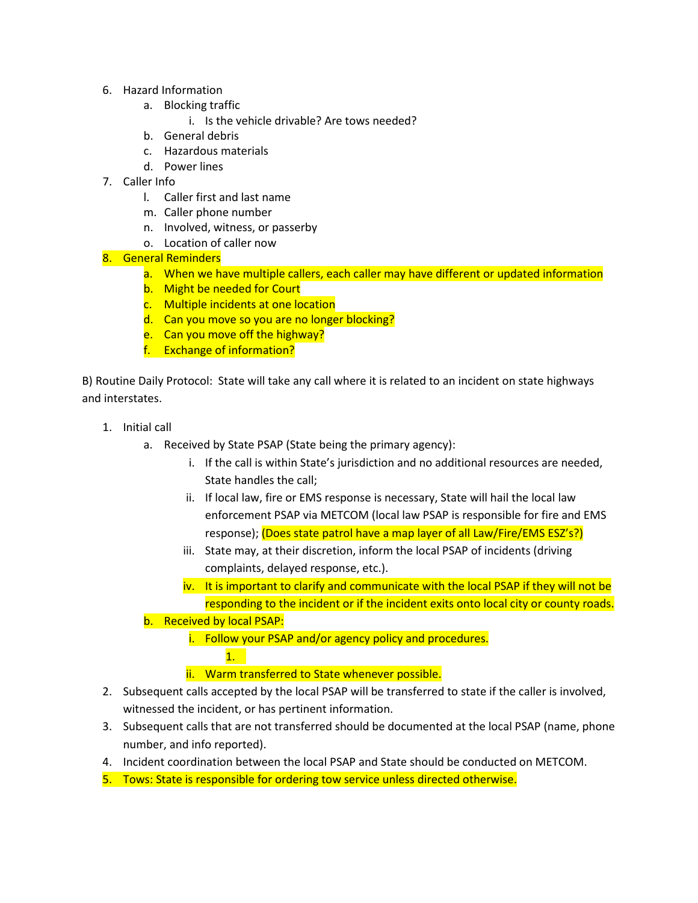6. Hazard Information
    a. Blocking traffic
        i. Is the vehicle drivable? Are tows needed?
    b. General debris
    c. Hazardous materials
    d. Power lines
7. Caller Info
    l. Caller first and last name
    m. Caller phone number
    n. Involved, witness, or passerby
    o. Location of caller now
8. General Reminders
    a. When we have multiple callers, each caller may have different or updated information
    b. Might be needed for Court
    c. Multiple incidents at one location
    d. Can you move so you are no longer blocking?
    e. Can you move off the highway?
    f. Exchange of information?

B) Routine Daily Protocol: State will take any call where it is related to an incident on state highways and interstates.

1. Initial call
    a. Received by State PSAP (State being the primary agency):
        i. If the call is within State's jurisdiction and no additional resources are needed, State handles the call;
        ii. If local law, fire or EMS response is necessary, State will hail the local law enforcement PSAP via METCOM (local law PSAP is responsible for fire and EMS response); (Does state patrol have a map layer of all Law/Fire/EMS ESZ's?)
        iii. State may, at their discretion, inform the local PSAP of incidents (driving complaints, delayed response, etc.).
        iv. It is important to clarify and communicate with the local PSAP if they will not be responding to the incident or if the incident exits onto local city or county roads.
    b. Received by local PSAP:
        i. Follow your PSAP and/or agency policy and procedures.
            1.
        ii. Warm transferred to State whenever possible.
2. Subsequent calls accepted by the local PSAP will be transferred to state if the caller is involved, witnessed the incident, or has pertinent information.
3. Subsequent calls that are not transferred should be documented at the local PSAP (name, phone number, and info reported).
4. Incident coordination between the local PSAP and State should be conducted on METCOM.
5. Tows: State is responsible for ordering tow service unless directed otherwise.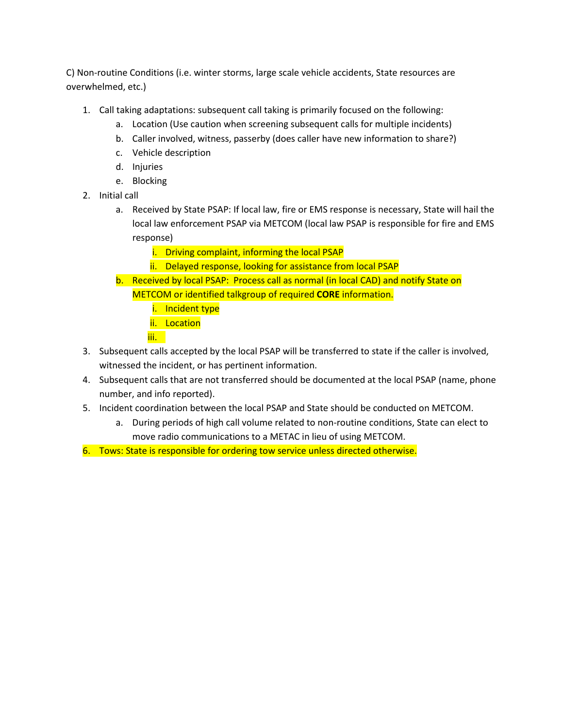C) Non-routine Conditions (i.e. winter storms, large scale vehicle accidents, State resources are overwhelmed, etc.)

1. Call taking adaptations: subsequent call taking is primarily focused on the following:
    a. Location (Use caution when screening subsequent calls for multiple incidents)
    b. Caller involved, witness, passerby (does caller have new information to share?)
    c. Vehicle description
    d. Injuries
    e. Blocking
2. Initial call
    a. Received by State PSAP: If local law, fire or EMS response is necessary, State will hail the local law enforcement PSAP via METCOM (local law PSAP is responsible for fire and EMS response)
        i. Driving complaint, informing the local PSAP
        ii. Delayed response, looking for assistance from local PSAP
    b. Received by local PSAP: Process call as normal (in local CAD) and notify State on METCOM or identified talkgroup of required **CORE** information.
        i. Incident type
        ii. Location
        iii.
3. Subsequent calls accepted by the local PSAP will be transferred to state if the caller is involved, witnessed the incident, or has pertinent information.
4. Subsequent calls that are not transferred should be documented at the local PSAP (name, phone number, and info reported).
5. Incident coordination between the local PSAP and State should be conducted on METCOM.
    a. During periods of high call volume related to non-routine conditions, State can elect to move radio communications to a METAC in lieu of using METCOM.
6. Tows: State is responsible for ordering tow service unless directed otherwise.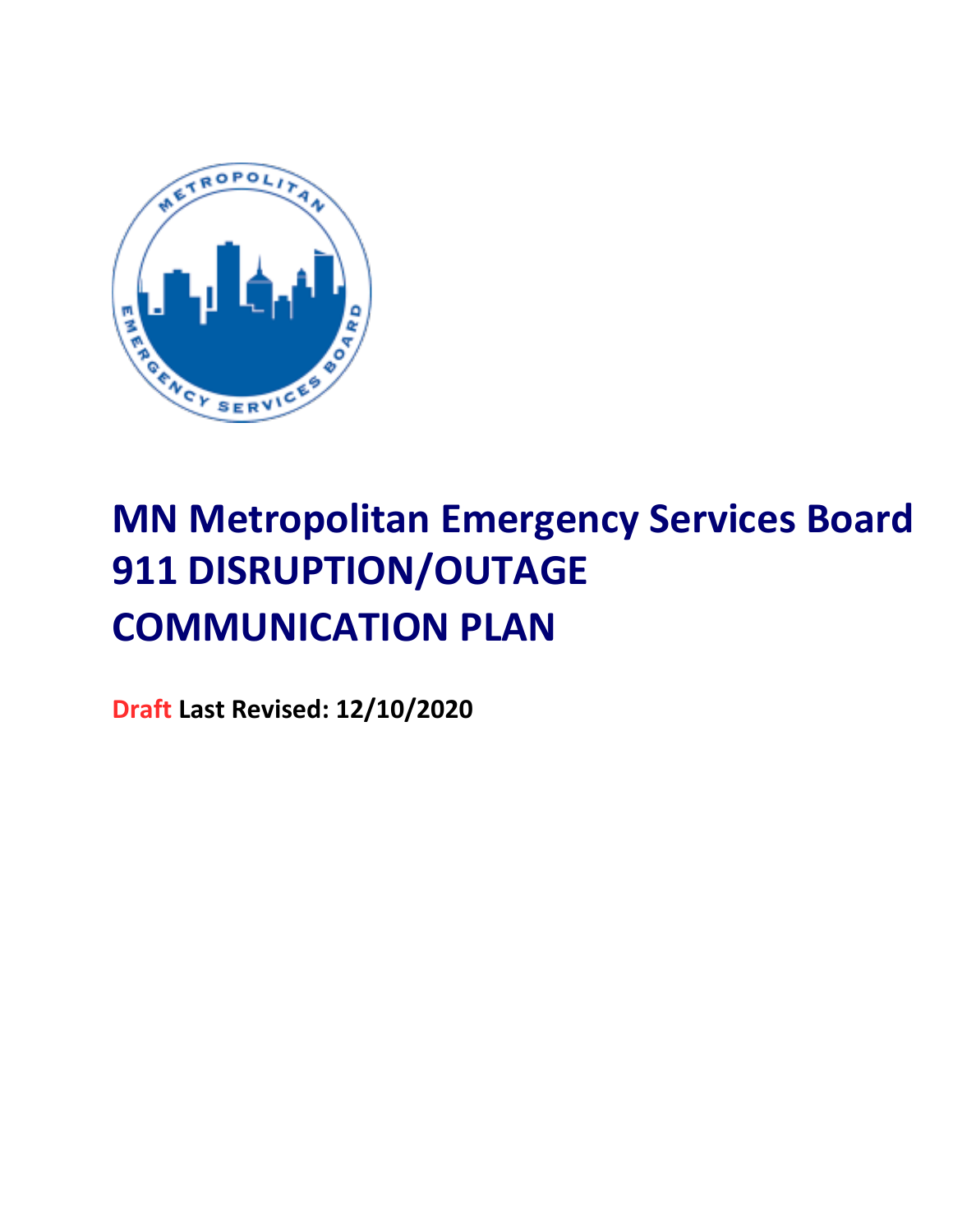# MN Metropolitan Emergency Services Board 911 DISRUPTION/OUTAGE COMMUNICATION PLAN

**Draft Last Revised: 12/10/2020**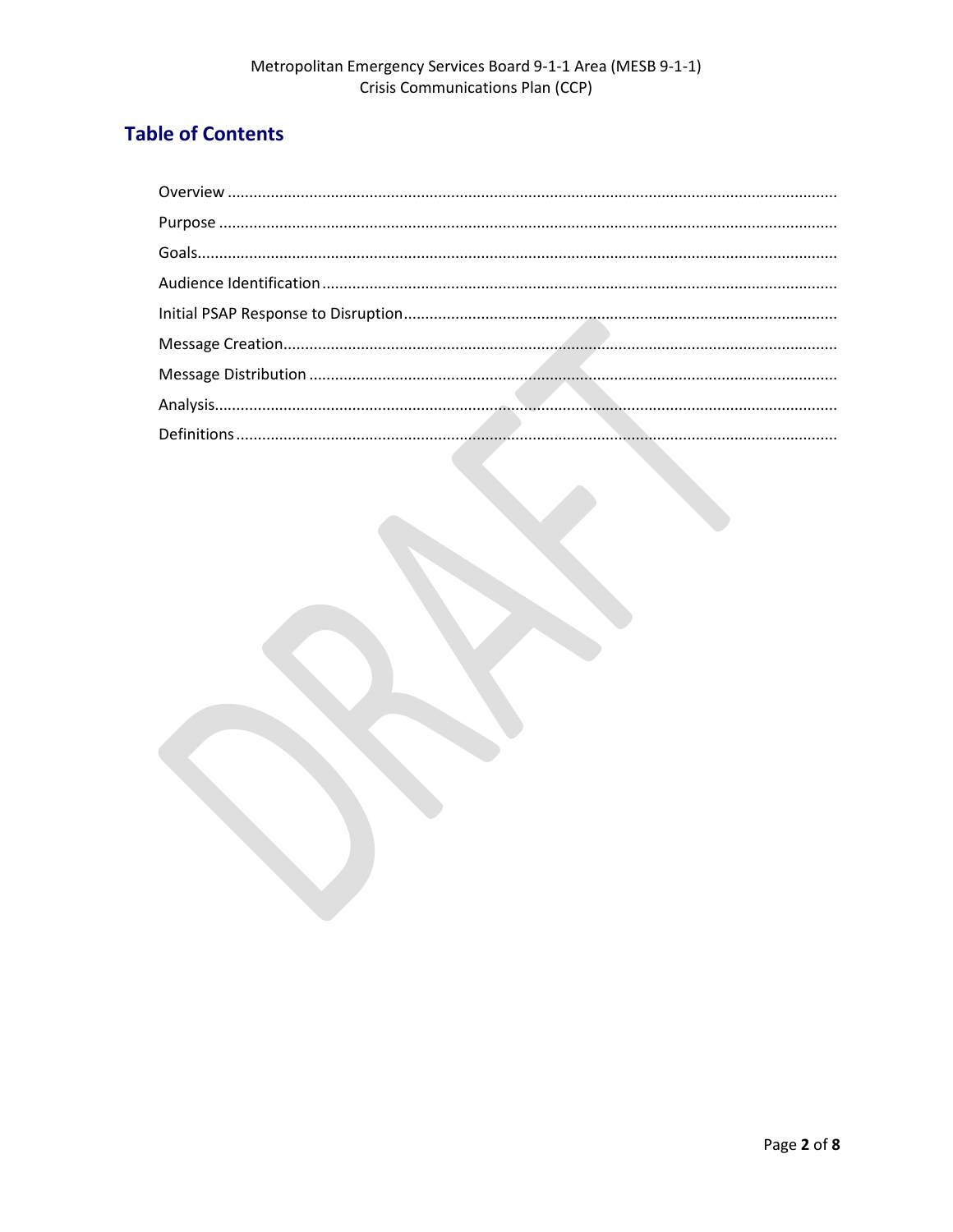## Table of Contents

Overview ..................................................................................................................................

Purpose ...................................................................................................................................

Goals.......................................................................................................................................

Audience Identification ..........................................................................................................

Initial PSAP Response to Disruption.......................................................................................

Message Creation....................................................................................................................

Message Distribution ..............................................................................................................

Analysis...................................................................................................................................

Definitions ..............................................................................................................................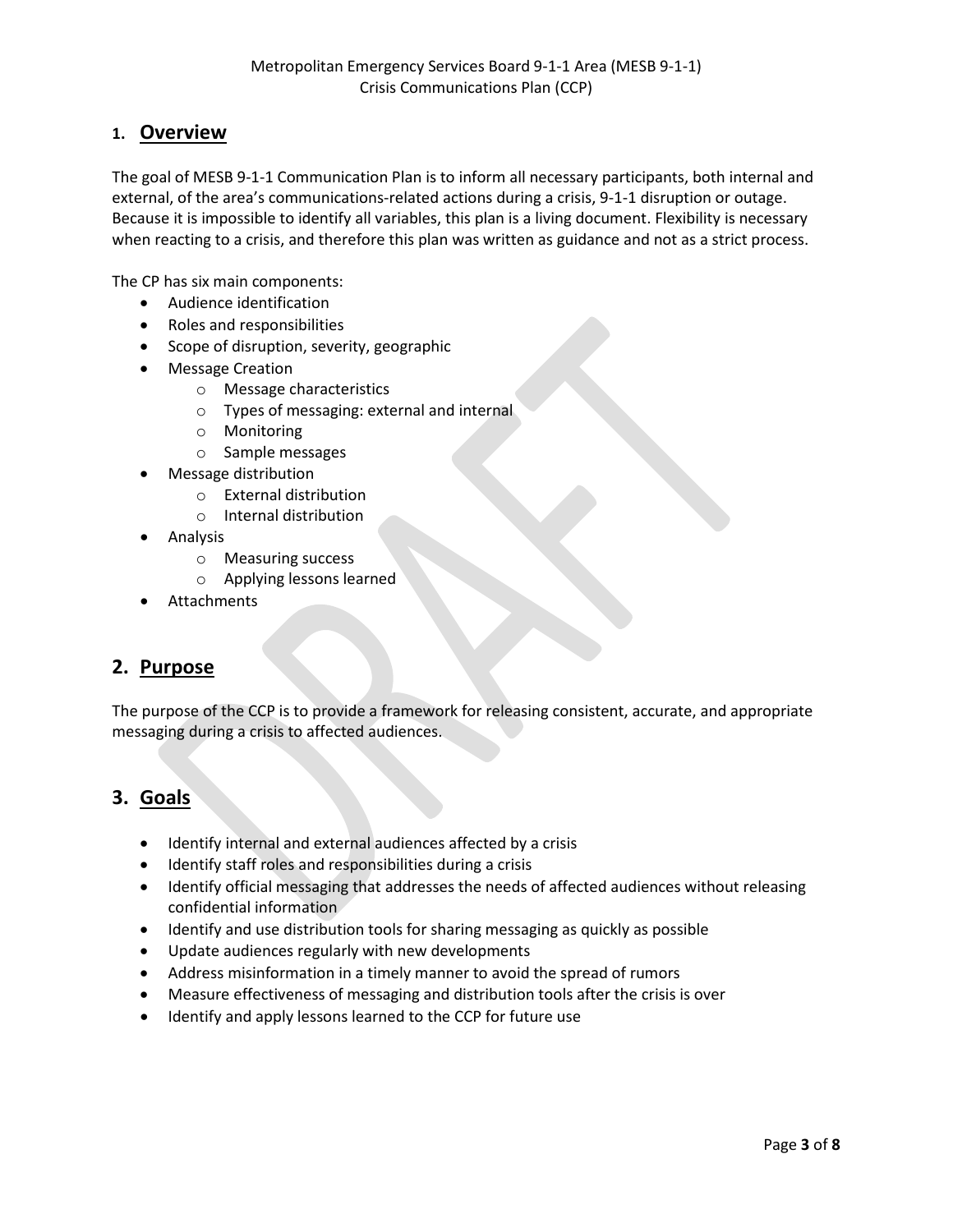## 1. Overview

The goal of MESB 9-1-1 Communication Plan is to inform all necessary participants, both internal and external, of the area's communications-related actions during a crisis, 9-1-1 disruption or outage. Because it is impossible to identify all variables, this plan is a living document. Flexibility is necessary when reacting to a crisis, and therefore this plan was written as guidance and not as a strict process.

The CP has six main components:

- Audience identification
- Roles and responsibilities
- Scope of disruption, severity, geographic
- Message Creation
  - Message characteristics
  - Types of messaging: external and internal
  - Monitoring
  - Sample messages
- Message distribution
  - External distribution
  - Internal distribution
- Analysis
  - Measuring success
  - Applying lessons learned
- Attachments

## 2. Purpose

The purpose of the CCP is to provide a framework for releasing consistent, accurate, and appropriate messaging during a crisis to affected audiences.

## 3. Goals

- Identify internal and external audiences affected by a crisis
- Identify staff roles and responsibilities during a crisis
- Identify official messaging that addresses the needs of affected audiences without releasing confidential information
- Identify and use distribution tools for sharing messaging as quickly as possible
- Update audiences regularly with new developments
- Address misinformation in a timely manner to avoid the spread of rumors
- Measure effectiveness of messaging and distribution tools after the crisis is over
- Identify and apply lessons learned to the CCP for future use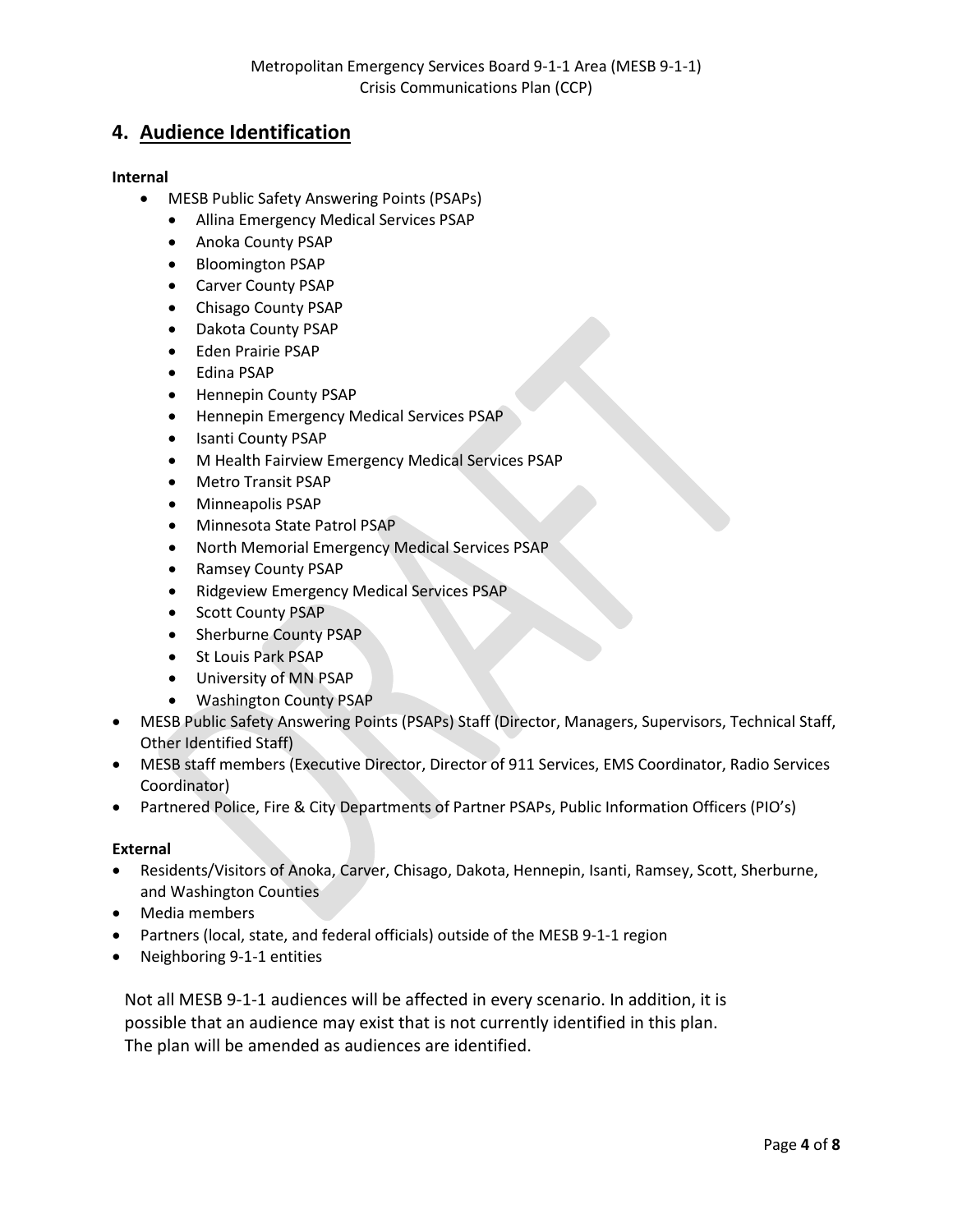## 4. Audience Identification

**Internal**

- MESB Public Safety Answering Points (PSAPs)
  - Allina Emergency Medical Services PSAP
  - Anoka County PSAP
  - Bloomington PSAP
  - Carver County PSAP
  - Chisago County PSAP
  - Dakota County PSAP
  - Eden Prairie PSAP
  - Edina PSAP
  - Hennepin County PSAP
  - Hennepin Emergency Medical Services PSAP
  - Isanti County PSAP
  - M Health Fairview Emergency Medical Services PSAP
  - Metro Transit PSAP
  - Minneapolis PSAP
  - Minnesota State Patrol PSAP
  - North Memorial Emergency Medical Services PSAP
  - Ramsey County PSAP
  - Ridgeview Emergency Medical Services PSAP
  - Scott County PSAP
  - Sherburne County PSAP
  - St Louis Park PSAP
  - University of MN PSAP
  - Washington County PSAP
- MESB Public Safety Answering Points (PSAPs) Staff (Director, Managers, Supervisors, Technical Staff, Other Identified Staff)
- MESB staff members (Executive Director, Director of 911 Services, EMS Coordinator, Radio Services Coordinator)
- Partnered Police, Fire & City Departments of Partner PSAPs, Public Information Officers (PIO's)

**External**

- Residents/Visitors of Anoka, Carver, Chisago, Dakota, Hennepin, Isanti, Ramsey, Scott, Sherburne, and Washington Counties
- Media members
- Partners (local, state, and federal officials) outside of the MESB 9-1-1 region
- Neighboring 9-1-1 entities

Not all MESB 9-1-1 audiences will be affected in every scenario. In addition, it is possible that an audience may exist that is not currently identified in this plan. The plan will be amended as audiences are identified.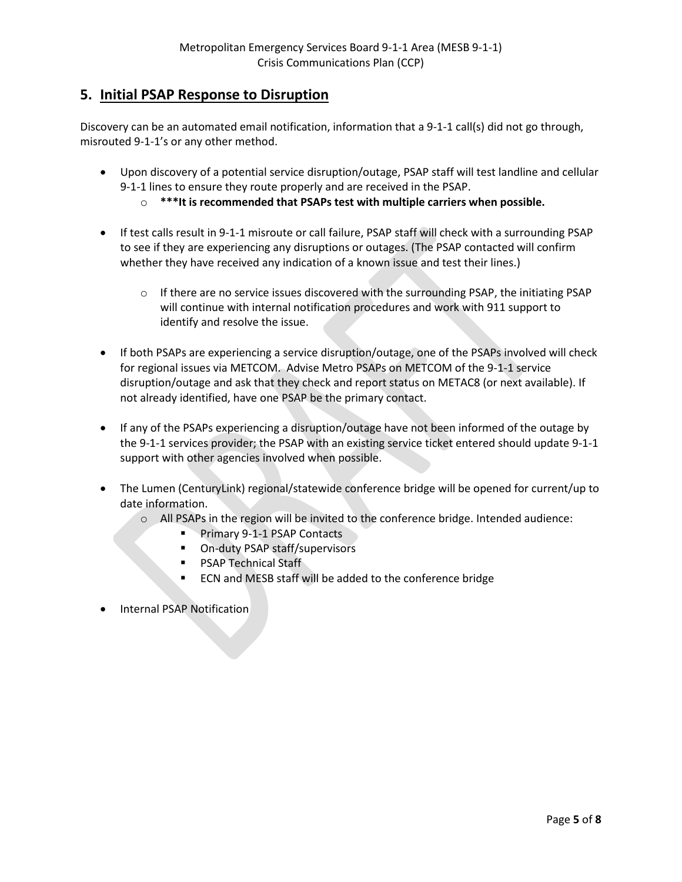## 5. Initial PSAP Response to Disruption

Discovery can be an automated email notification, information that a 9-1-1 call(s) did not go through, misrouted 9-1-1's or any other method.

- Upon discovery of a potential service disruption/outage, PSAP staff will test landline and cellular 9-1-1 lines to ensure they route properly and are received in the PSAP.
  - **\*\*\*It is recommended that PSAPs test with multiple carriers when possible.**

- If test calls result in 9-1-1 misroute or call failure, PSAP staff will check with a surrounding PSAP to see if they are experiencing any disruptions or outages. (The PSAP contacted will confirm whether they have received any indication of a known issue and test their lines.)

  - If there are no service issues discovered with the surrounding PSAP, the initiating PSAP will continue with internal notification procedures and work with 911 support to identify and resolve the issue.

- If both PSAPs are experiencing a service disruption/outage, one of the PSAPs involved will check for regional issues via METCOM. Advise Metro PSAPs on METCOM of the 9-1-1 service disruption/outage and ask that they check and report status on METAC8 (or next available). If not already identified, have one PSAP be the primary contact.

- If any of the PSAPs experiencing a disruption/outage have not been informed of the outage by the 9-1-1 services provider; the PSAP with an existing service ticket entered should update 9-1-1 support with other agencies involved when possible.

- The Lumen (CenturyLink) regional/statewide conference bridge will be opened for current/up to date information.
  - All PSAPs in the region will be invited to the conference bridge. Intended audience:
    - Primary 9-1-1 PSAP Contacts
    - On-duty PSAP staff/supervisors
    - PSAP Technical Staff
    - ECN and MESB staff will be added to the conference bridge

- Internal PSAP Notification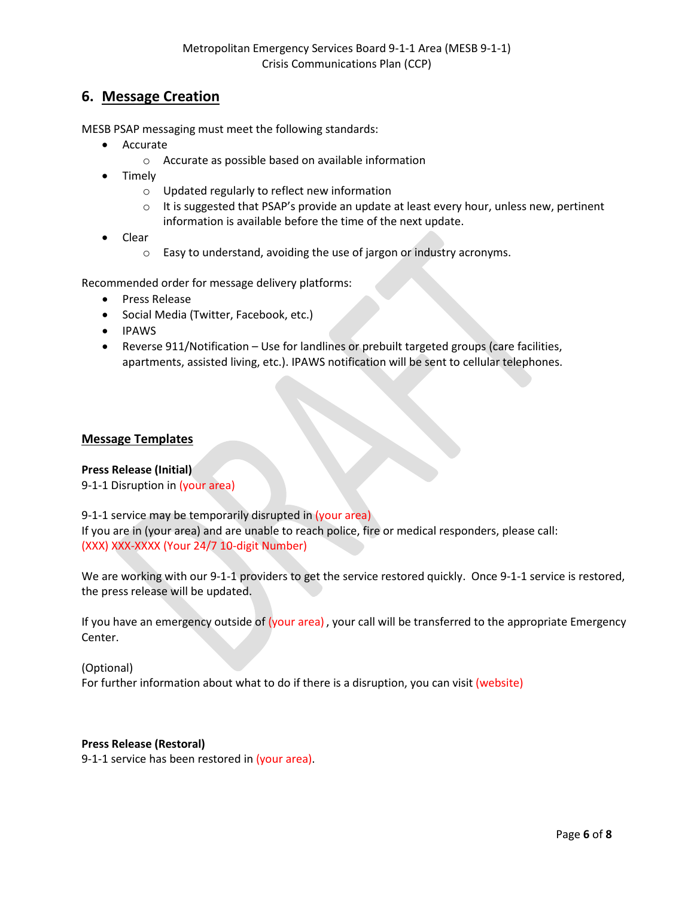## 6. Message Creation

MESB PSAP messaging must meet the following standards:

- Accurate
  - Accurate as possible based on available information
- Timely
  - Updated regularly to reflect new information
  - It is suggested that PSAP's provide an update at least every hour, unless new, pertinent information is available before the time of the next update.
- Clear
  - Easy to understand, avoiding the use of jargon or industry acronyms.

Recommended order for message delivery platforms:

- Press Release
- Social Media (Twitter, Facebook, etc.)
- IPAWS
- Reverse 911/Notification – Use for landlines or prebuilt targeted groups (care facilities, apartments, assisted living, etc.). IPAWS notification will be sent to cellular telephones.

### Message Templates

**Press Release (Initial)**
9-1-1 Disruption in (your area)

9-1-1 service may be temporarily disrupted in (your area)
If you are in (your area) and are unable to reach police, fire or medical responders, please call:
(XXX) XXX-XXXX (Your 24/7 10-digit Number)

We are working with our 9-1-1 providers to get the service restored quickly. Once 9-1-1 service is restored, the press release will be updated.

If you have an emergency outside of (your area) , your call will be transferred to the appropriate Emergency Center.

(Optional)
For further information about what to do if there is a disruption, you can visit (website)

**Press Release (Restoral)**
9-1-1 service has been restored in (your area).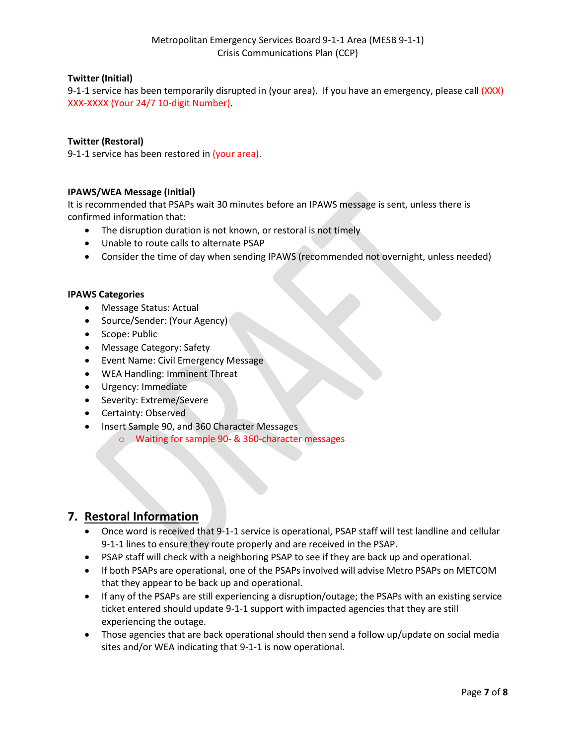**Twitter (Initial)**

9-1-1 service has been temporarily disrupted in (your area). If you have an emergency, please call (XXX) XXX-XXXX (Your 24/7 10-digit Number).

**Twitter (Restoral)**

9-1-1 service has been restored in (your area).

**IPAWS/WEA Message (Initial)**

It is recommended that PSAPs wait 30 minutes before an IPAWS message is sent, unless there is confirmed information that:

- The disruption duration is not known, or restoral is not timely
- Unable to route calls to alternate PSAP
- Consider the time of day when sending IPAWS (recommended not overnight, unless needed)

**IPAWS Categories**

- Message Status: Actual
- Source/Sender: (Your Agency)
- Scope: Public
- Message Category: Safety
- Event Name: Civil Emergency Message
- WEA Handling: Imminent Threat
- Urgency: Immediate
- Severity: Extreme/Severe
- Certainty: Observed
- Insert Sample 90, and 360 Character Messages
  - Waiting for sample 90- & 360-character messages

## 7. Restoral Information

- Once word is received that 9-1-1 service is operational, PSAP staff will test landline and cellular 9-1-1 lines to ensure they route properly and are received in the PSAP.
- PSAP staff will check with a neighboring PSAP to see if they are back up and operational.
- If both PSAPs are operational, one of the PSAPs involved will advise Metro PSAPs on METCOM that they appear to be back up and operational.
- If any of the PSAPs are still experiencing a disruption/outage; the PSAPs with an existing service ticket entered should update 9-1-1 support with impacted agencies that they are still experiencing the outage.
- Those agencies that are back operational should then send a follow up/update on social media sites and/or WEA indicating that 9-1-1 is now operational.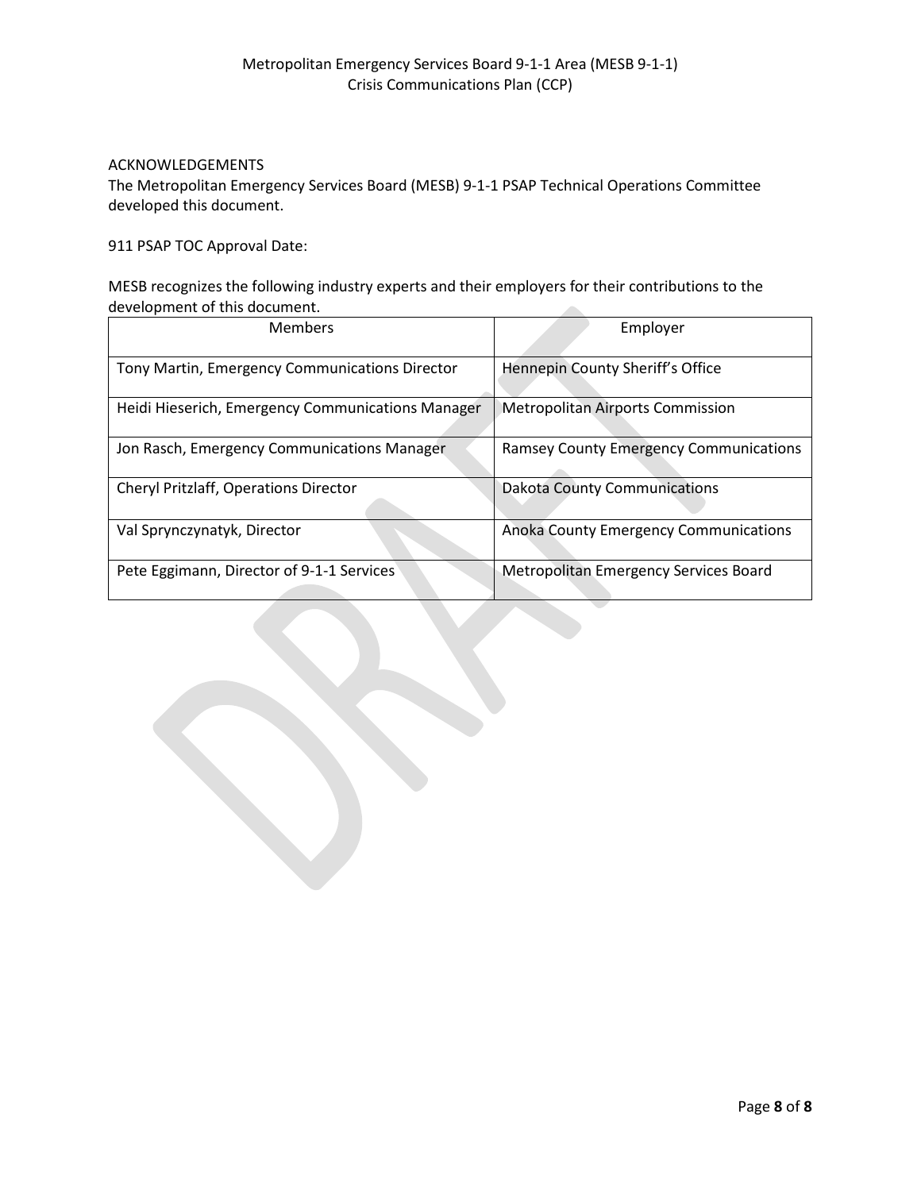ACKNOWLEDGEMENTS

The Metropolitan Emergency Services Board (MESB) 9-1-1 PSAP Technical Operations Committee developed this document.

911 PSAP TOC Approval Date:

MESB recognizes the following industry experts and their employers for their contributions to the development of this document.

| Members | Employer |
|---|---|
| Tony Martin, Emergency Communications Director | Hennepin County Sheriff's Office |
| Heidi Hieserich, Emergency Communications Manager | Metropolitan Airports Commission |
| Jon Rasch, Emergency Communications Manager | Ramsey County Emergency Communications |
| Cheryl Pritzlaff, Operations Director | Dakota County Communications |
| Val Sprynczynatyk, Director | Anoka County Emergency Communications |
| Pete Eggimann, Director of 9-1-1 Services | Metropolitan Emergency Services Board |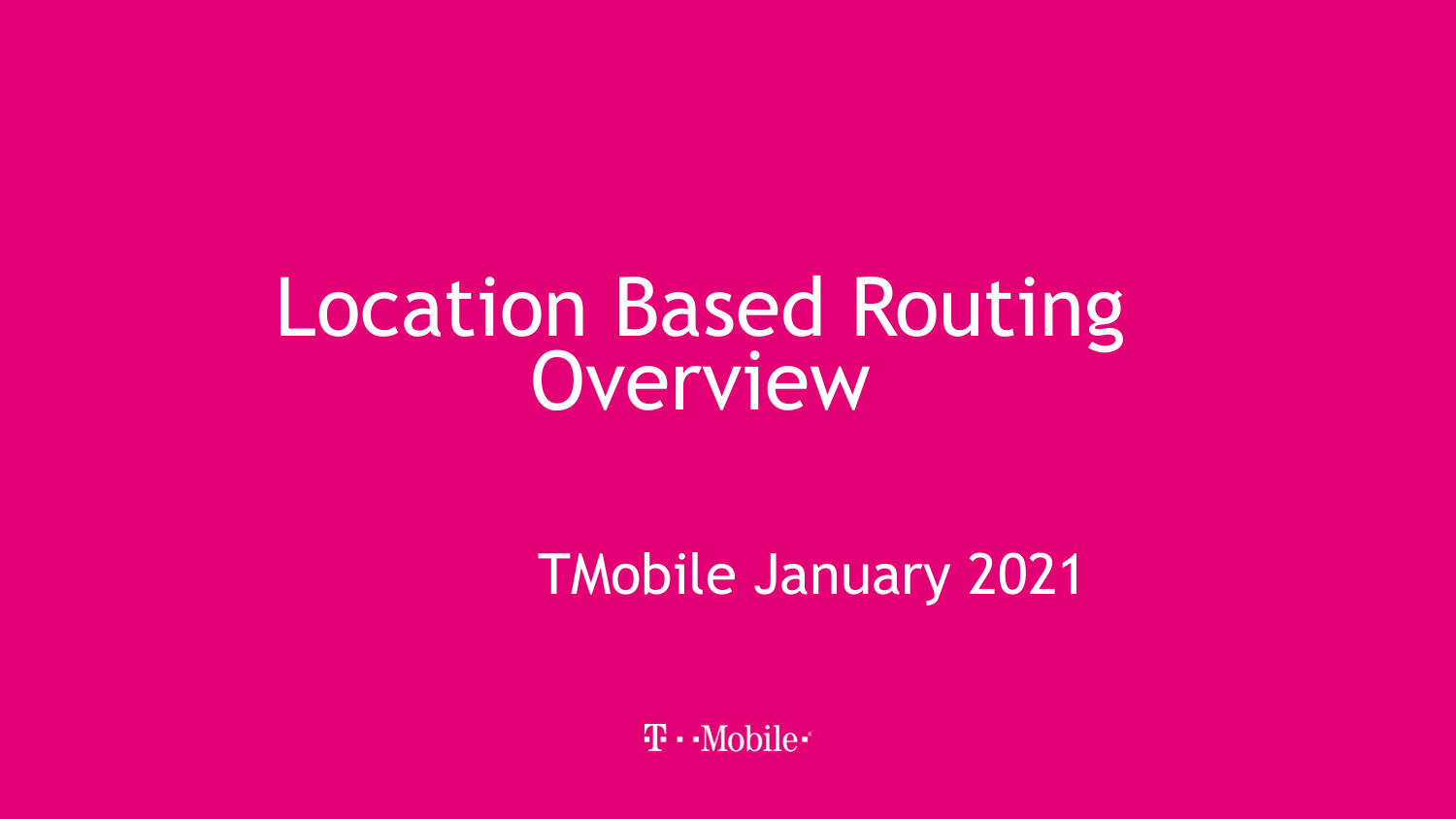# Location Based Routing Overview

TMobile January 2021

T · · Mobile ·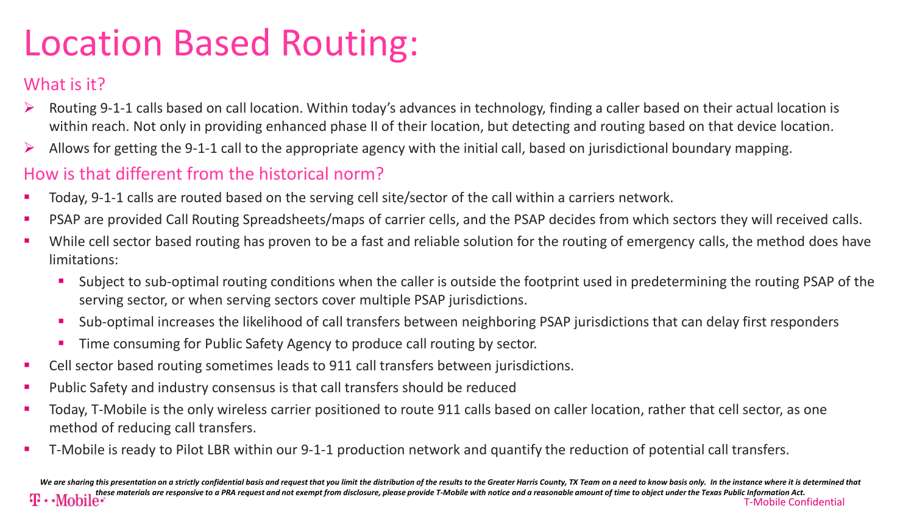# Location Based Routing:

## What is it?

- Routing 9-1-1 calls based on call location. Within today's advances in technology, finding a caller based on their actual location is within reach. Not only in providing enhanced phase II of their location, but detecting and routing based on that device location.
- Allows for getting the 9-1-1 call to the appropriate agency with the initial call, based on jurisdictional boundary mapping.

## How is that different from the historical norm?

- Today, 9-1-1 calls are routed based on the serving cell site/sector of the call within a carriers network.
- PSAP are provided Call Routing Spreadsheets/maps of carrier cells, and the PSAP decides from which sectors they will received calls.
- While cell sector based routing has proven to be a fast and reliable solution for the routing of emergency calls, the method does have limitations:
  - Subject to sub-optimal routing conditions when the caller is outside the footprint used in predetermining the routing PSAP of the serving sector, or when serving sectors cover multiple PSAP jurisdictions.
  - Sub-optimal increases the likelihood of call transfers between neighboring PSAP jurisdictions that can delay first responders
  - Time consuming for Public Safety Agency to produce call routing by sector.
- Cell sector based routing sometimes leads to 911 call transfers between jurisdictions.
- Public Safety and industry consensus is that call transfers should be reduced
- Today, T-Mobile is the only wireless carrier positioned to route 911 calls based on caller location, rather that cell sector, as one method of reducing call transfers.
- T-Mobile is ready to Pilot LBR within our 9-1-1 production network and quantify the reduction of potential call transfers.

*We are sharing this presentation on a strictly confidential basis and request that you limit the distribution of the results to the Greater Harris County, TX Team on a need to know basis only. In the instance where it is determined that these materials are responsive to a PRA request and not exempt from disclosure, please provide T-Mobile with notice and a reasonable amount of time to object under the Texas Public Information Act.*

T-Mobile Confidential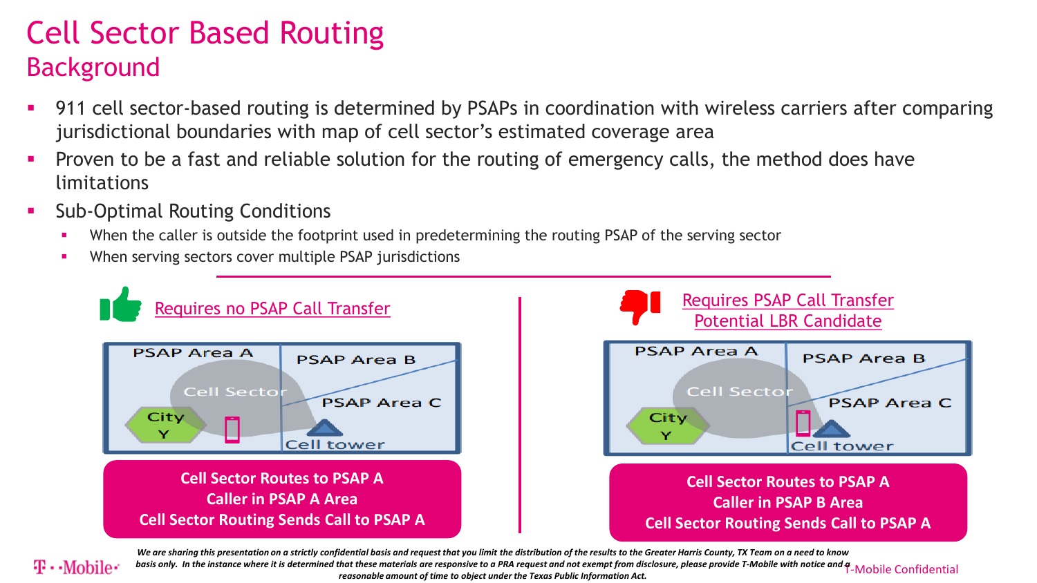# Cell Sector Based Routing

## Background

- 911 cell sector-based routing is determined by PSAPs in coordination with wireless carriers after comparing jurisdictional boundaries with map of cell sector's estimated coverage area
- Proven to be a fast and reliable solution for the routing of emergency calls, the method does have limitations
- Sub-Optimal Routing Conditions
  - When the caller is outside the footprint used in predetermining the routing PSAP of the serving sector
  - When serving sectors cover multiple PSAP jurisdictions

Requires no PSAP Call Transfer

PSAP Area A | PSAP Area B | PSAP Area C | Cell Sector | City Y | Cell tower

**Cell Sector Routes to PSAP A**
**Caller in PSAP A Area**
**Cell Sector Routing Sends Call to PSAP A**

Requires PSAP Call Transfer
Potential LBR Candidate

PSAP Area A | PSAP Area B | PSAP Area C | Cell Sector | City Y | Cell tower

**Cell Sector Routes to PSAP A**
**Caller in PSAP B Area**
**Cell Sector Routing Sends Call to PSAP A**

*We are sharing this presentation on a strictly confidential basis and request that you limit the distribution of the results to the Greater Harris County, TX Team on a need to know basis only. In the instance where it is determined that these materials are responsive to a PRA request and not exempt from disclosure, please provide T-Mobile with notice and a reasonable amount of time to object under the Texas Public Information Act.*

T-Mobile Confidential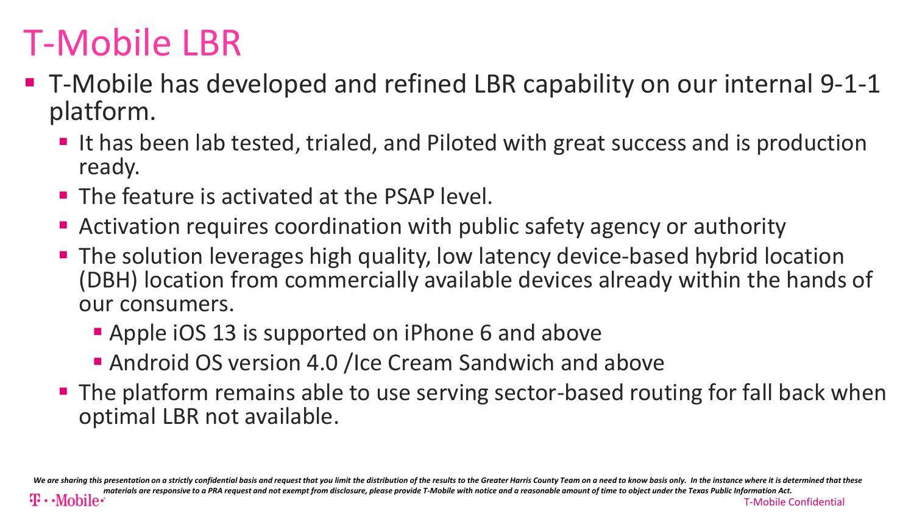# T-Mobile LBR

- T-Mobile has developed and refined LBR capability on our internal 9-1-1 platform.
  - It has been lab tested, trialed, and Piloted with great success and is production ready.
  - The feature is activated at the PSAP level.
  - Activation requires coordination with public safety agency or authority
  - The solution leverages high quality, low latency device-based hybrid location (DBH) location from commercially available devices already within the hands of our consumers.
    - Apple iOS 13 is supported on iPhone 6 and above
    - Android OS version 4.0 /Ice Cream Sandwich and above
  - The platform remains able to use serving sector-based routing for fall back when optimal LBR not available.

*We are sharing this presentation on a strictly confidential basis and request that you limit the distribution of the results to the Greater Harris County Team on a need to know basis only. In the instance where it is determined that these materials are responsive to a PRA request and not exempt from disclosure, please provide T-Mobile with notice and a reasonable amount of time to object under the Texas Public Information Act.*

T-Mobile Confidential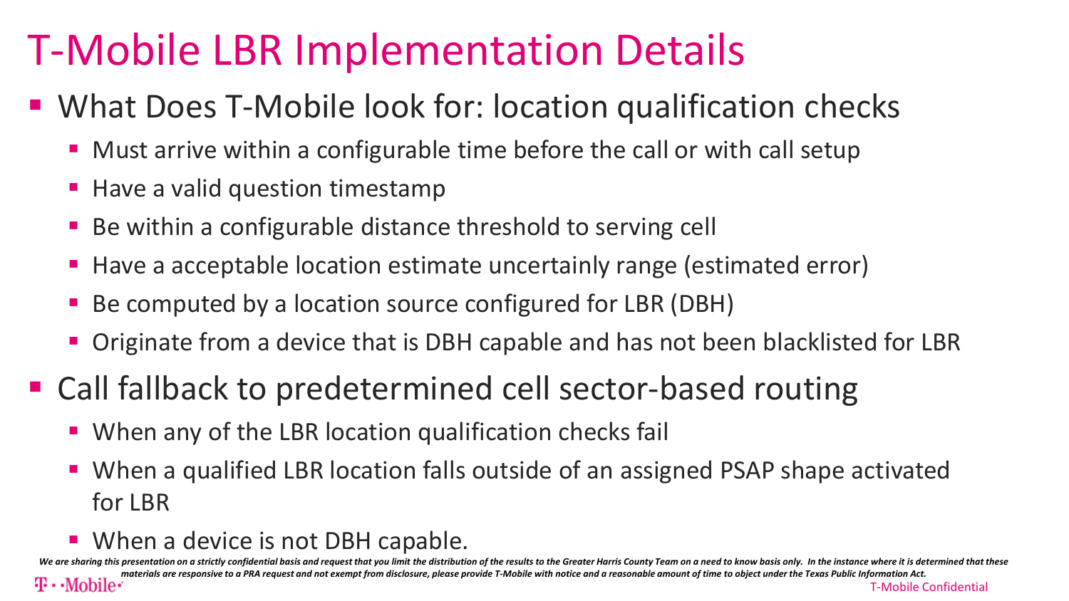# T-Mobile LBR Implementation Details

- What Does T-Mobile look for: location qualification checks
  - Must arrive within a configurable time before the call or with call setup
  - Have a valid question timestamp
  - Be within a configurable distance threshold to serving cell
  - Have a acceptable location estimate uncertainly range (estimated error)
  - Be computed by a location source configured for LBR (DBH)
  - Originate from a device that is DBH capable and has not been blacklisted for LBR
- Call fallback to predetermined cell sector-based routing
  - When any of the LBR location qualification checks fail
  - When a qualified LBR location falls outside of an assigned PSAP shape activated for LBR
  - When a device is not DBH capable.

*We are sharing this presentation on a strictly confidential basis and request that you limit the distribution of the results to the Greater Harris County Team on a need to know basis only. In the instance where it is determined that these materials are responsive to a PRA request and not exempt from disclosure, please provide T-Mobile with notice and a reasonable amount of time to object under the Texas Public Information Act.*

T-Mobile Confidential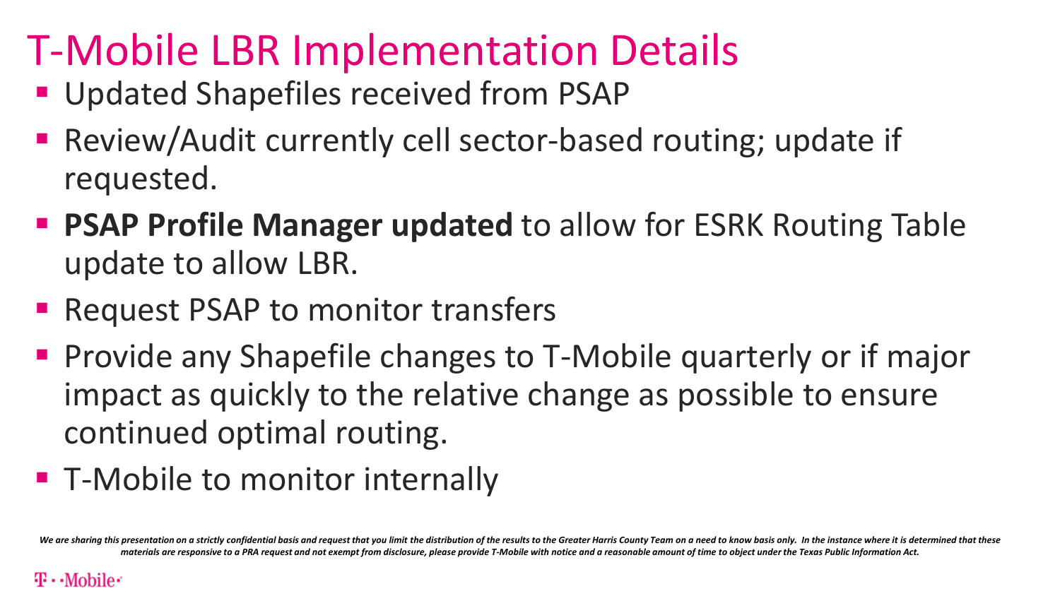# T-Mobile LBR Implementation Details

- Updated Shapefiles received from PSAP
- Review/Audit currently cell sector-based routing; update if requested.
- **PSAP Profile Manager updated** to allow for ESRK Routing Table update to allow LBR.
- Request PSAP to monitor transfers
- Provide any Shapefile changes to T-Mobile quarterly or if major impact as quickly to the relative change as possible to ensure continued optimal routing.
- T-Mobile to monitor internally

*We are sharing this presentation on a strictly confidential basis and request that you limit the distribution of the results to the Greater Harris County Team on a need to know basis only. In the instance where it is determined that these materials are responsive to a PRA request and not exempt from disclosure, please provide T-Mobile with notice and a reasonable amount of time to object under the Texas Public Information Act.*

T-Mobile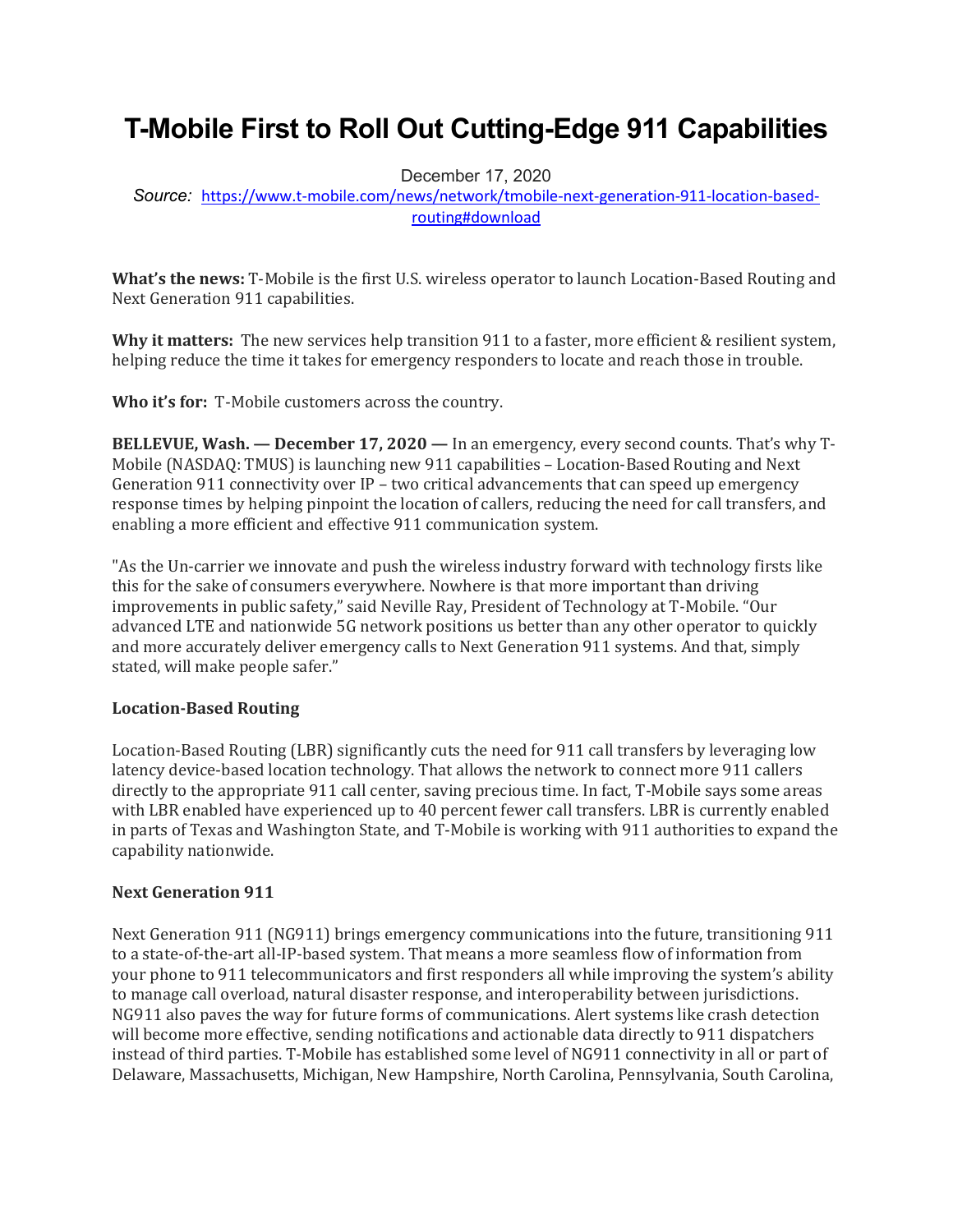# T-Mobile First to Roll Out Cutting-Edge 911 Capabilities

December 17, 2020

*Source:* [https://www.t-mobile.com/news/network/tmobile-next-generation-911-location-based-routing#download](https://www.t-mobile.com/news/network/tmobile-next-generation-911-location-based-routing#download)

**What's the news:** T-Mobile is the first U.S. wireless operator to launch Location-Based Routing and Next Generation 911 capabilities.

**Why it matters:** The new services help transition 911 to a faster, more efficient & resilient system, helping reduce the time it takes for emergency responders to locate and reach those in trouble.

**Who it's for:** T-Mobile customers across the country.

**BELLEVUE, Wash. — December 17, 2020 —** In an emergency, every second counts. That's why T-Mobile (NASDAQ: TMUS) is launching new 911 capabilities – Location-Based Routing and Next Generation 911 connectivity over IP – two critical advancements that can speed up emergency response times by helping pinpoint the location of callers, reducing the need for call transfers, and enabling a more efficient and effective 911 communication system.

"As the Un-carrier we innovate and push the wireless industry forward with technology firsts like this for the sake of consumers everywhere. Nowhere is that more important than driving improvements in public safety," said Neville Ray, President of Technology at T-Mobile. "Our advanced LTE and nationwide 5G network positions us better than any other operator to quickly and more accurately deliver emergency calls to Next Generation 911 systems. And that, simply stated, will make people safer."

**Location-Based Routing**

Location-Based Routing (LBR) significantly cuts the need for 911 call transfers by leveraging low latency device-based location technology. That allows the network to connect more 911 callers directly to the appropriate 911 call center, saving precious time. In fact, T-Mobile says some areas with LBR enabled have experienced up to 40 percent fewer call transfers. LBR is currently enabled in parts of Texas and Washington State, and T-Mobile is working with 911 authorities to expand the capability nationwide.

**Next Generation 911**

Next Generation 911 (NG911) brings emergency communications into the future, transitioning 911 to a state-of-the-art all-IP-based system. That means a more seamless flow of information from your phone to 911 telecommunicators and first responders all while improving the system's ability to manage call overload, natural disaster response, and interoperability between jurisdictions. NG911 also paves the way for future forms of communications. Alert systems like crash detection will become more effective, sending notifications and actionable data directly to 911 dispatchers instead of third parties. T-Mobile has established some level of NG911 connectivity in all or part of Delaware, Massachusetts, Michigan, New Hampshire, North Carolina, Pennsylvania, South Carolina,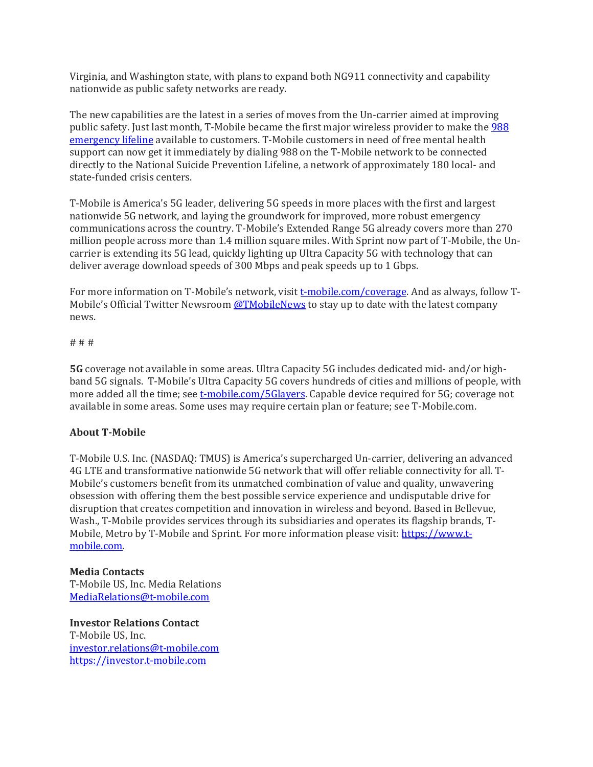Virginia, and Washington state, with plans to expand both NG911 connectivity and capability nationwide as public safety networks are ready.

The new capabilities are the latest in a series of moves from the Un-carrier aimed at improving public safety. Just last month, T-Mobile became the first major wireless provider to make the 988 emergency lifeline available to customers. T-Mobile customers in need of free mental health support can now get it immediately by dialing 988 on the T-Mobile network to be connected directly to the National Suicide Prevention Lifeline, a network of approximately 180 local- and state-funded crisis centers.

T-Mobile is America's 5G leader, delivering 5G speeds in more places with the first and largest nationwide 5G network, and laying the groundwork for improved, more robust emergency communications across the country. T-Mobile's Extended Range 5G already covers more than 270 million people across more than 1.4 million square miles. With Sprint now part of T-Mobile, the Un-carrier is extending its 5G lead, quickly lighting up Ultra Capacity 5G with technology that can deliver average download speeds of 300 Mbps and peak speeds up to 1 Gbps.

For more information on T-Mobile's network, visit t-mobile.com/coverage. And as always, follow T-Mobile's Official Twitter Newsroom @TMobileNews to stay up to date with the latest company news.

# # #

**5G** coverage not available in some areas. Ultra Capacity 5G includes dedicated mid- and/or high-band 5G signals. T-Mobile's Ultra Capacity 5G covers hundreds of cities and millions of people, with more added all the time; see t-mobile.com/5Glayers. Capable device required for 5G; coverage not available in some areas. Some uses may require certain plan or feature; see T-Mobile.com.

**About T-Mobile**

T-Mobile U.S. Inc. (NASDAQ: TMUS) is America's supercharged Un-carrier, delivering an advanced 4G LTE and transformative nationwide 5G network that will offer reliable connectivity for all. T-Mobile's customers benefit from its unmatched combination of value and quality, unwavering obsession with offering them the best possible service experience and undisputable drive for disruption that creates competition and innovation in wireless and beyond. Based in Bellevue, Wash., T-Mobile provides services through its subsidiaries and operates its flagship brands, T-Mobile, Metro by T-Mobile and Sprint. For more information please visit: https://www.t-mobile.com.

**Media Contacts**
T-Mobile US, Inc. Media Relations
MediaRelations@t-mobile.com

**Investor Relations Contact**
T-Mobile US, Inc.
investor.relations@t-mobile.com
https://investor.t-mobile.com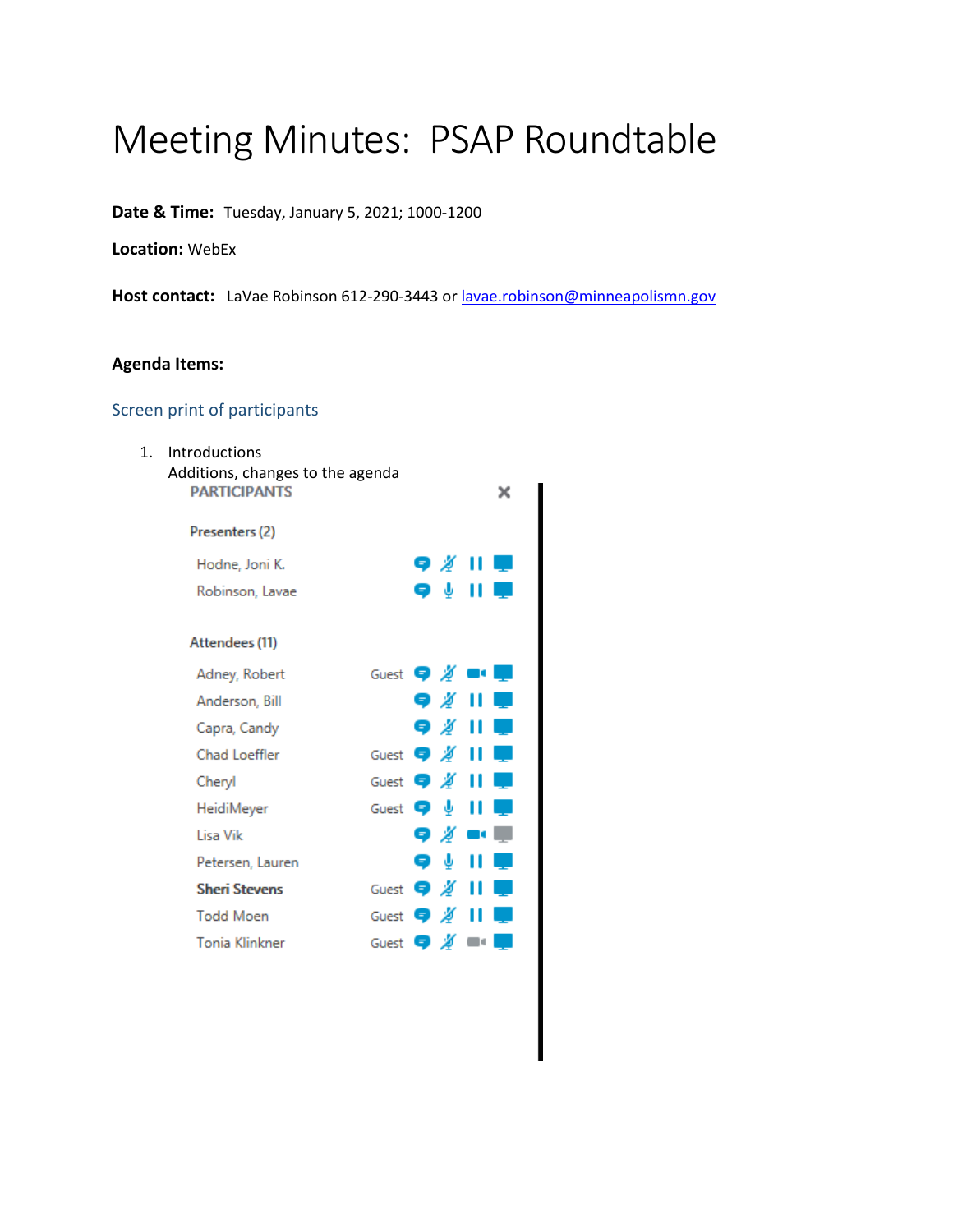# Meeting Minutes: PSAP Roundtable

**Date & Time:** Tuesday, January 5, 2021; 1000-1200

**Location:** WebEx

**Host contact:** LaVae Robinson 612-290-3443 or lavae.robinson@minneapolismn.gov

**Agenda Items:**

Screen print of participants

1. Introductions
   Additions, changes to the agenda

PARTICIPANTS

Presenters (2)

- Hodne, Joni K.
- Robinson, Lavae

Attendees (11)

- Adney, Robert — Guest
- Anderson, Bill
- Capra, Candy
- Chad Loeffler — Guest
- Cheryl — Guest
- HeidiMeyer — Guest
- Lisa Vik
- Petersen, Lauren
- **Sheri Stevens** — Guest
- Todd Moen — Guest
- Tonia Klinkner — Guest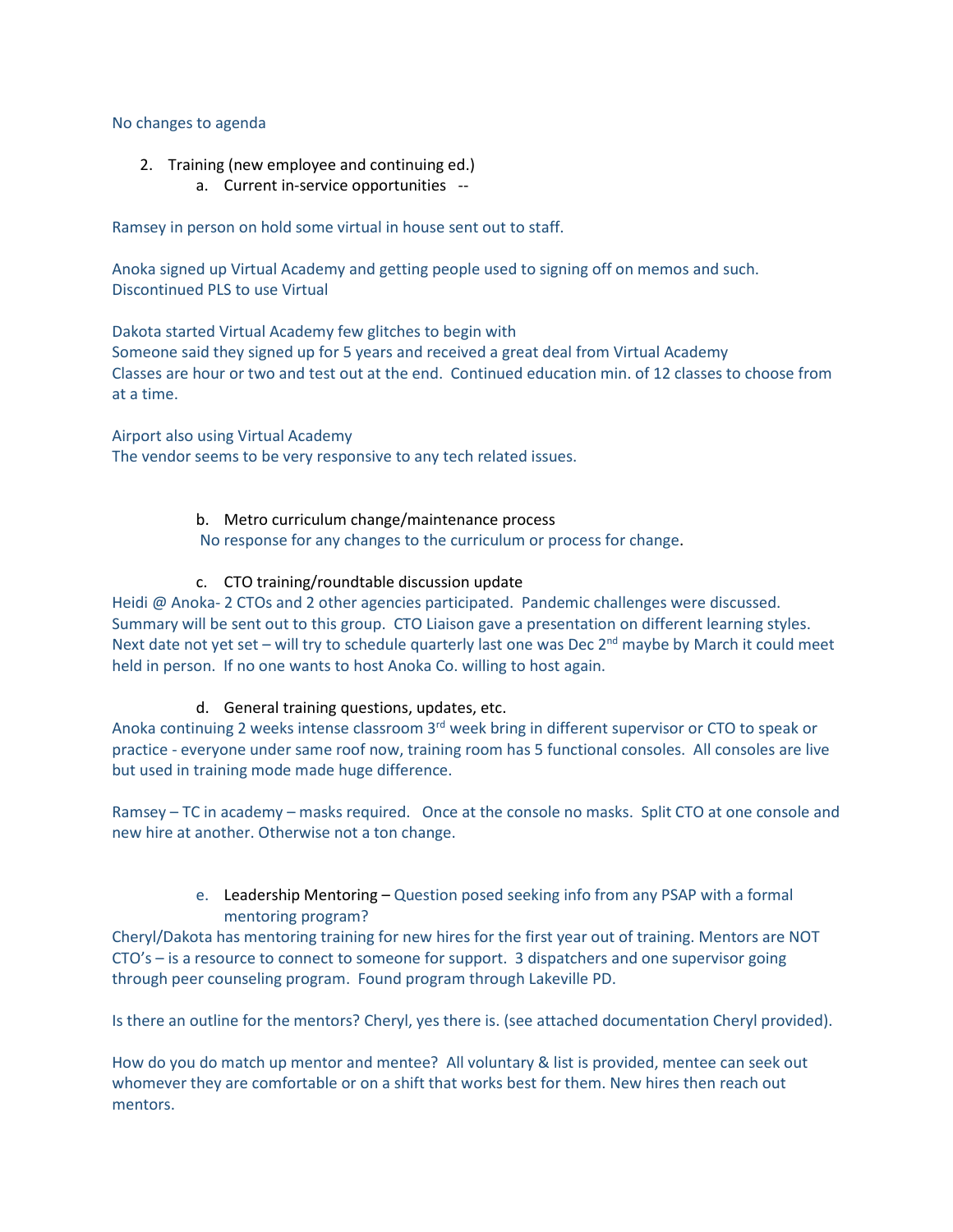No changes to agenda

2. Training (new employee and continuing ed.)
   a. Current in-service opportunities --

Ramsey in person on hold some virtual in house sent out to staff.

Anoka signed up Virtual Academy and getting people used to signing off on memos and such. Discontinued PLS to use Virtual

Dakota started Virtual Academy few glitches to begin with
Someone said they signed up for 5 years and received a great deal from Virtual Academy
Classes are hour or two and test out at the end. Continued education min. of 12 classes to choose from at a time.

Airport also using Virtual Academy
The vendor seems to be very responsive to any tech related issues.

   b. Metro curriculum change/maintenance process
   No response for any changes to the curriculum or process for change.

   c. CTO training/roundtable discussion update

Heidi @ Anoka- 2 CTOs and 2 other agencies participated. Pandemic challenges were discussed. Summary will be sent out to this group. CTO Liaison gave a presentation on different learning styles. Next date not yet set – will try to schedule quarterly last one was Dec 2nd maybe by March it could meet held in person. If no one wants to host Anoka Co. willing to host again.

   d. General training questions, updates, etc.

Anoka continuing 2 weeks intense classroom 3rd week bring in different supervisor or CTO to speak or practice - everyone under same roof now, training room has 5 functional consoles. All consoles are live but used in training mode made huge difference.

Ramsey – TC in academy – masks required. Once at the console no masks. Split CTO at one console and new hire at another. Otherwise not a ton change.

   e. Leadership Mentoring – Question posed seeking info from any PSAP with a formal mentoring program?

Cheryl/Dakota has mentoring training for new hires for the first year out of training. Mentors are NOT CTO's – is a resource to connect to someone for support. 3 dispatchers and one supervisor going through peer counseling program. Found program through Lakeville PD.

Is there an outline for the mentors? Cheryl, yes there is. (see attached documentation Cheryl provided).

How do you do match up mentor and mentee? All voluntary & list is provided, mentee can seek out whomever they are comfortable or on a shift that works best for them. New hires then reach out mentors.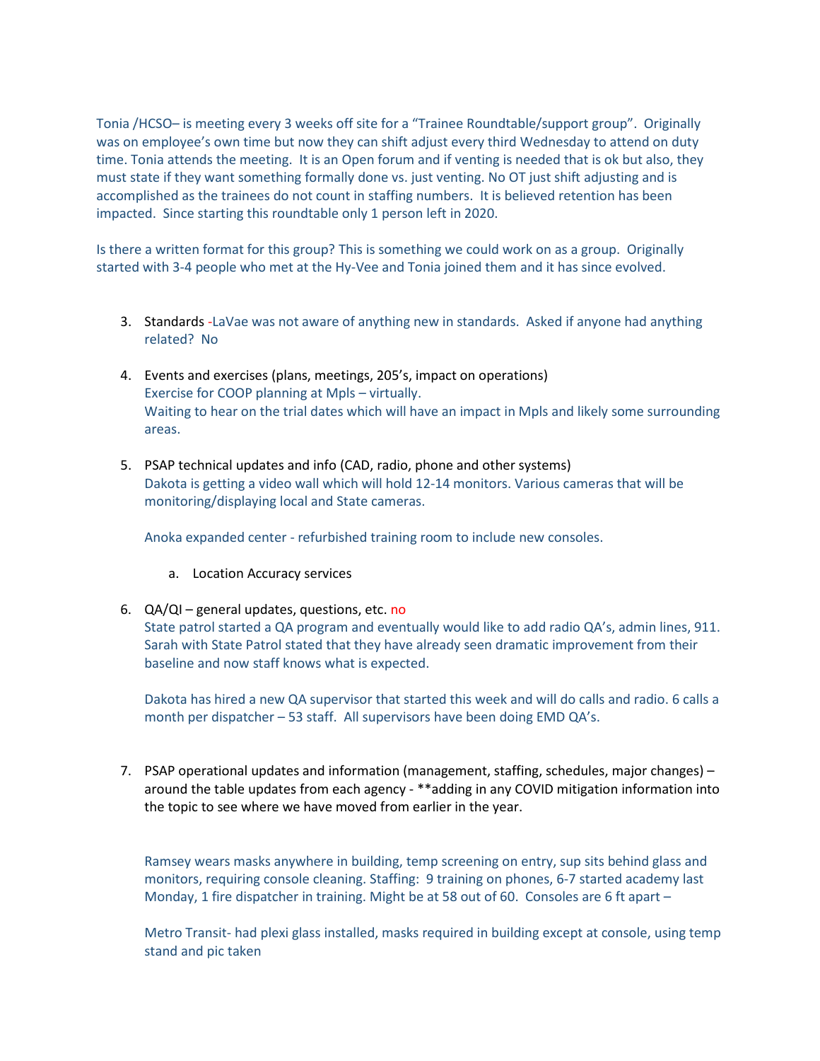Tonia /HCSO– is meeting every 3 weeks off site for a "Trainee Roundtable/support group". Originally was on employee's own time but now they can shift adjust every third Wednesday to attend on duty time. Tonia attends the meeting. It is an Open forum and if venting is needed that is ok but also, they must state if they want something formally done vs. just venting. No OT just shift adjusting and is accomplished as the trainees do not count in staffing numbers. It is believed retention has been impacted. Since starting this roundtable only 1 person left in 2020.

Is there a written format for this group? This is something we could work on as a group. Originally started with 3-4 people who met at the Hy-Vee and Tonia joined them and it has since evolved.

3. Standards -LaVae was not aware of anything new in standards. Asked if anyone had anything related? No

4. Events and exercises (plans, meetings, 205's, impact on operations)
   Exercise for COOP planning at Mpls – virtually.
   Waiting to hear on the trial dates which will have an impact in Mpls and likely some surrounding areas.

5. PSAP technical updates and info (CAD, radio, phone and other systems)
   Dakota is getting a video wall which will hold 12-14 monitors. Various cameras that will be monitoring/displaying local and State cameras.

   Anoka expanded center - refurbished training room to include new consoles.

   a. Location Accuracy services

6. QA/QI – general updates, questions, etc. no
   State patrol started a QA program and eventually would like to add radio QA's, admin lines, 911. Sarah with State Patrol stated that they have already seen dramatic improvement from their baseline and now staff knows what is expected.

   Dakota has hired a new QA supervisor that started this week and will do calls and radio. 6 calls a month per dispatcher – 53 staff. All supervisors have been doing EMD QA's.

7. PSAP operational updates and information (management, staffing, schedules, major changes) – around the table updates from each agency - **adding in any COVID mitigation information into the topic to see where we have moved from earlier in the year.

   Ramsey wears masks anywhere in building, temp screening on entry, sup sits behind glass and monitors, requiring console cleaning. Staffing: 9 training on phones, 6-7 started academy last Monday, 1 fire dispatcher in training. Might be at 58 out of 60. Consoles are 6 ft apart –

   Metro Transit- had plexi glass installed, masks required in building except at console, using temp stand and pic taken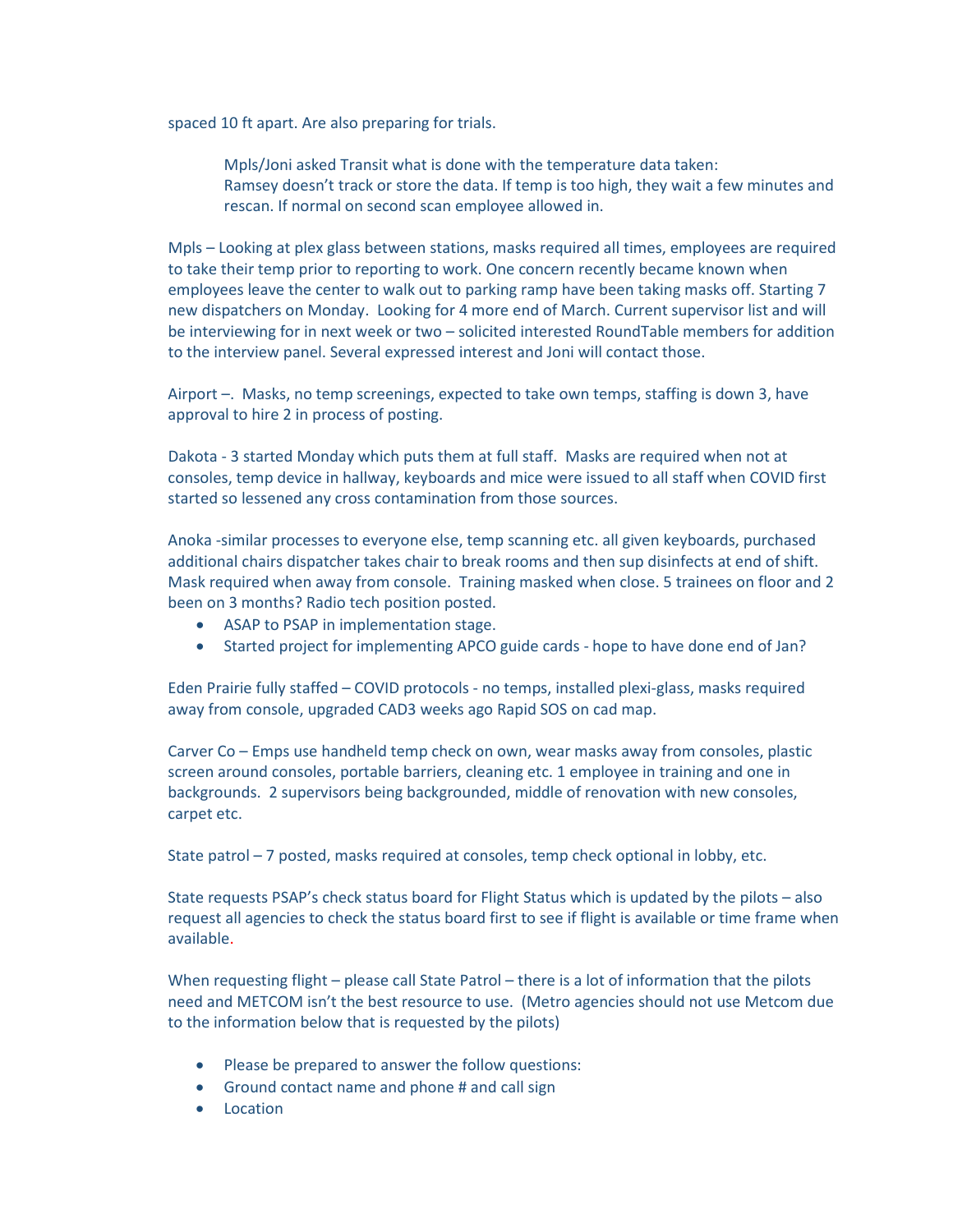spaced 10 ft apart. Are also preparing for trials.

> Mpls/Joni asked Transit what is done with the temperature data taken:
> Ramsey doesn't track or store the data. If temp is too high, they wait a few minutes and rescan. If normal on second scan employee allowed in.

Mpls – Looking at plex glass between stations, masks required all times, employees are required to take their temp prior to reporting to work. One concern recently became known when employees leave the center to walk out to parking ramp have been taking masks off. Starting 7 new dispatchers on Monday. Looking for 4 more end of March. Current supervisor list and will be interviewing for in next week or two – solicited interested RoundTable members for addition to the interview panel. Several expressed interest and Joni will contact those.

Airport –. Masks, no temp screenings, expected to take own temps, staffing is down 3, have approval to hire 2 in process of posting.

Dakota - 3 started Monday which puts them at full staff. Masks are required when not at consoles, temp device in hallway, keyboards and mice were issued to all staff when COVID first started so lessened any cross contamination from those sources.

Anoka -similar processes to everyone else, temp scanning etc. all given keyboards, purchased additional chairs dispatcher takes chair to break rooms and then sup disinfects at end of shift. Mask required when away from console. Training masked when close. 5 trainees on floor and 2 been on 3 months? Radio tech position posted.

- ASAP to PSAP in implementation stage.
- Started project for implementing APCO guide cards - hope to have done end of Jan?

Eden Prairie fully staffed – COVID protocols - no temps, installed plexi-glass, masks required away from console, upgraded CAD3 weeks ago Rapid SOS on cad map.

Carver Co – Emps use handheld temp check on own, wear masks away from consoles, plastic screen around consoles, portable barriers, cleaning etc. 1 employee in training and one in backgrounds. 2 supervisors being backgrounded, middle of renovation with new consoles, carpet etc.

State patrol – 7 posted, masks required at consoles, temp check optional in lobby, etc.

State requests PSAP's check status board for Flight Status which is updated by the pilots – also request all agencies to check the status board first to see if flight is available or time frame when available.

When requesting flight – please call State Patrol – there is a lot of information that the pilots need and METCOM isn't the best resource to use. (Metro agencies should not use Metcom due to the information below that is requested by the pilots)

- Please be prepared to answer the follow questions:
- Ground contact name and phone # and call sign
- Location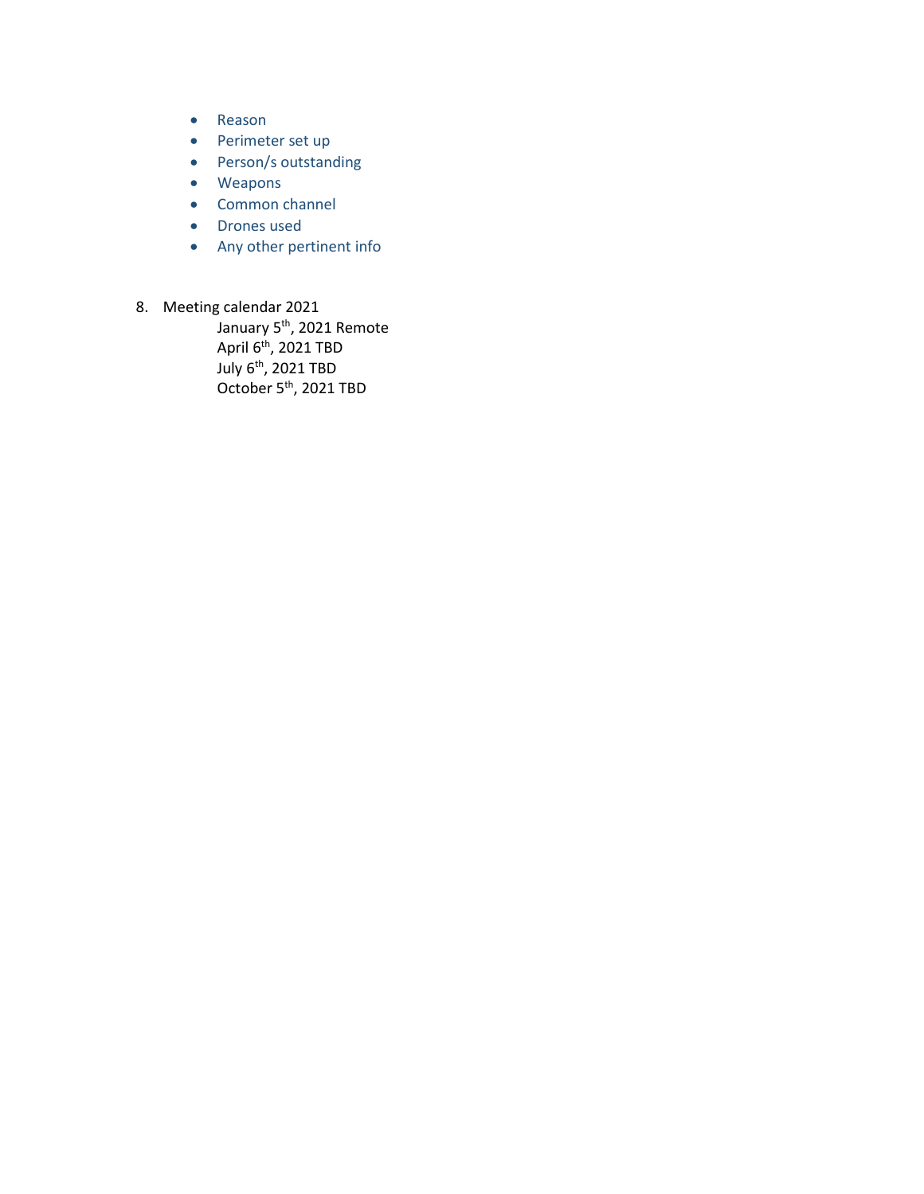- Reason
- Perimeter set up
- Person/s outstanding
- Weapons
- Common channel
- Drones used
- Any other pertinent info

8. Meeting calendar 2021

    January 5th, 2021 Remote
    April 6th, 2021 TBD
    July 6th, 2021 TBD
    October 5th, 2021 TBD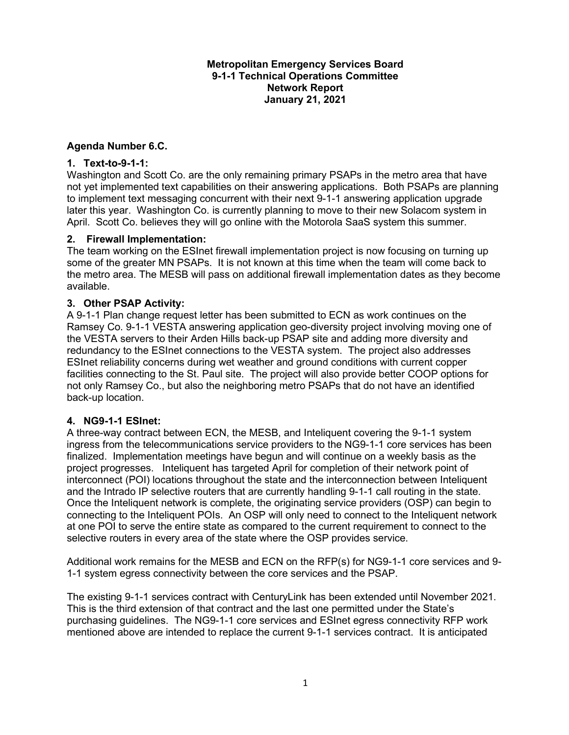**Metropolitan Emergency Services Board**
**9-1-1 Technical Operations Committee**
**Network Report**
**January 21, 2021**

**Agenda Number 6.C.**

**1. Text-to-9-1-1:**

Washington and Scott Co. are the only remaining primary PSAPs in the metro area that have not yet implemented text capabilities on their answering applications. Both PSAPs are planning to implement text messaging concurrent with their next 9-1-1 answering application upgrade later this year. Washington Co. is currently planning to move to their new Solacom system in April. Scott Co. believes they will go online with the Motorola SaaS system this summer.

**2. Firewall Implementation:**

The team working on the ESInet firewall implementation project is now focusing on turning up some of the greater MN PSAPs. It is not known at this time when the team will come back to the metro area. The MESB will pass on additional firewall implementation dates as they become available.

**3. Other PSAP Activity:**

A 9-1-1 Plan change request letter has been submitted to ECN as work continues on the Ramsey Co. 9-1-1 VESTA answering application geo-diversity project involving moving one of the VESTA servers to their Arden Hills back-up PSAP site and adding more diversity and redundancy to the ESInet connections to the VESTA system. The project also addresses ESInet reliability concerns during wet weather and ground conditions with current copper facilities connecting to the St. Paul site. The project will also provide better COOP options for not only Ramsey Co., but also the neighboring metro PSAPs that do not have an identified back-up location.

**4. NG9-1-1 ESInet:**

A three-way contract between ECN, the MESB, and Inteliquent covering the 9-1-1 system ingress from the telecommunications service providers to the NG9-1-1 core services has been finalized. Implementation meetings have begun and will continue on a weekly basis as the project progresses. Inteliquent has targeted April for completion of their network point of interconnect (POI) locations throughout the state and the interconnection between Inteliquent and the Intrado IP selective routers that are currently handling 9-1-1 call routing in the state. Once the Inteliquent network is complete, the originating service providers (OSP) can begin to connecting to the Inteliquent POIs. An OSP will only need to connect to the Inteliquent network at one POI to serve the entire state as compared to the current requirement to connect to the selective routers in every area of the state where the OSP provides service.

Additional work remains for the MESB and ECN on the RFP(s) for NG9-1-1 core services and 9-1-1 system egress connectivity between the core services and the PSAP.

The existing 9-1-1 services contract with CenturyLink has been extended until November 2021. This is the third extension of that contract and the last one permitted under the State's purchasing guidelines. The NG9-1-1 core services and ESInet egress connectivity RFP work mentioned above are intended to replace the current 9-1-1 services contract. It is anticipated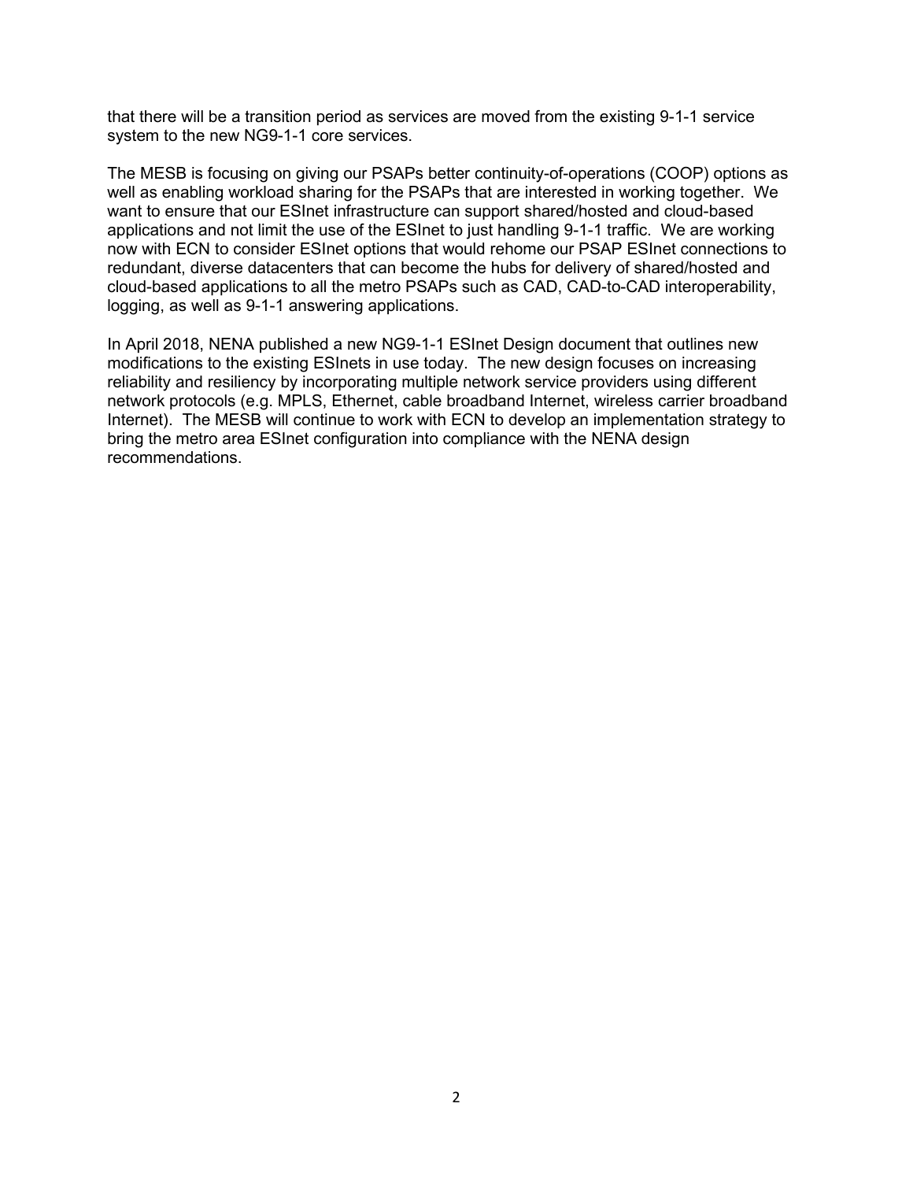that there will be a transition period as services are moved from the existing 9-1-1 service system to the new NG9-1-1 core services.

The MESB is focusing on giving our PSAPs better continuity-of-operations (COOP) options as well as enabling workload sharing for the PSAPs that are interested in working together. We want to ensure that our ESInet infrastructure can support shared/hosted and cloud-based applications and not limit the use of the ESInet to just handling 9-1-1 traffic. We are working now with ECN to consider ESInet options that would rehome our PSAP ESInet connections to redundant, diverse datacenters that can become the hubs for delivery of shared/hosted and cloud-based applications to all the metro PSAPs such as CAD, CAD-to-CAD interoperability, logging, as well as 9-1-1 answering applications.

In April 2018, NENA published a new NG9-1-1 ESInet Design document that outlines new modifications to the existing ESInets in use today. The new design focuses on increasing reliability and resiliency by incorporating multiple network service providers using different network protocols (e.g. MPLS, Ethernet, cable broadband Internet, wireless carrier broadband Internet). The MESB will continue to work with ECN to develop an implementation strategy to bring the metro area ESInet configuration into compliance with the NENA design recommendations.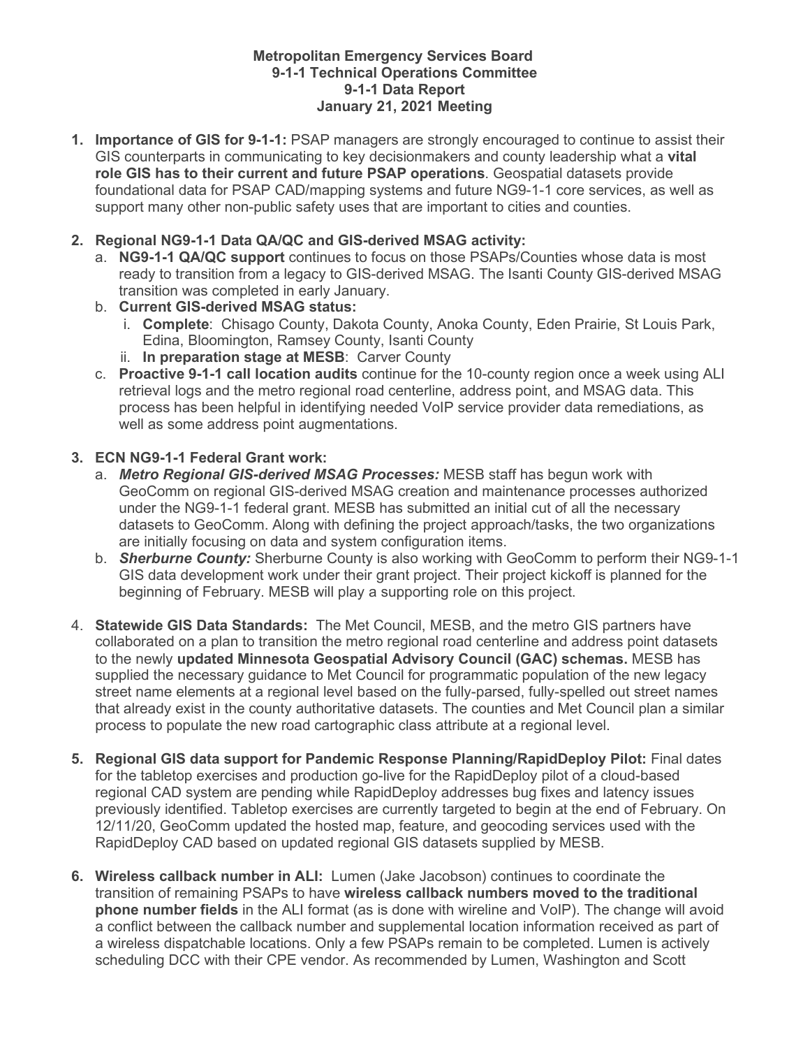**Metropolitan Emergency Services Board**
**9-1-1 Technical Operations Committee**
**9-1-1 Data Report**
**January 21, 2021 Meeting**

1. **Importance of GIS for 9-1-1:** PSAP managers are strongly encouraged to continue to assist their GIS counterparts in communicating to key decisionmakers and county leadership what a **vital role GIS has to their current and future PSAP operations**. Geospatial datasets provide foundational data for PSAP CAD/mapping systems and future NG9-1-1 core services, as well as support many other non-public safety uses that are important to cities and counties.

2. **Regional NG9-1-1 Data QA/QC and GIS-derived MSAG activity:**
   a. **NG9-1-1 QA/QC support** continues to focus on those PSAPs/Counties whose data is most ready to transition from a legacy to GIS-derived MSAG. The Isanti County GIS-derived MSAG transition was completed in early January.
   b. **Current GIS-derived MSAG status:**
      i. **Complete**: Chisago County, Dakota County, Anoka County, Eden Prairie, St Louis Park, Edina, Bloomington, Ramsey County, Isanti County
      ii. **In preparation stage at MESB**: Carver County
   c. **Proactive 9-1-1 call location audits** continue for the 10-county region once a week using ALI retrieval logs and the metro regional road centerline, address point, and MSAG data. This process has been helpful in identifying needed VoIP service provider data remediations, as well as some address point augmentations.

3. **ECN NG9-1-1 Federal Grant work:**
   a. ***Metro Regional GIS-derived MSAG Processes:*** MESB staff has begun work with GeoComm on regional GIS-derived MSAG creation and maintenance processes authorized under the NG9-1-1 federal grant. MESB has submitted an initial cut of all the necessary datasets to GeoComm. Along with defining the project approach/tasks, the two organizations are initially focusing on data and system configuration items.
   b. ***Sherburne County:*** Sherburne County is also working with GeoComm to perform their NG9-1-1 GIS data development work under their grant project. Their project kickoff is planned for the beginning of February. MESB will play a supporting role on this project.

4. **Statewide GIS Data Standards:** The Met Council, MESB, and the metro GIS partners have collaborated on a plan to transition the metro regional road centerline and address point datasets to the newly **updated Minnesota Geospatial Advisory Council (GAC) schemas.** MESB has supplied the necessary guidance to Met Council for programmatic population of the new legacy street name elements at a regional level based on the fully-parsed, fully-spelled out street names that already exist in the county authoritative datasets. The counties and Met Council plan a similar process to populate the new road cartographic class attribute at a regional level.

5. **Regional GIS data support for Pandemic Response Planning/RapidDeploy Pilot:** Final dates for the tabletop exercises and production go-live for the RapidDeploy pilot of a cloud-based regional CAD system are pending while RapidDeploy addresses bug fixes and latency issues previously identified. Tabletop exercises are currently targeted to begin at the end of February. On 12/11/20, GeoComm updated the hosted map, feature, and geocoding services used with the RapidDeploy CAD based on updated regional GIS datasets supplied by MESB.

6. **Wireless callback number in ALI:** Lumen (Jake Jacobson) continues to coordinate the transition of remaining PSAPs to have **wireless callback numbers moved to the traditional phone number fields** in the ALI format (as is done with wireline and VoIP). The change will avoid a conflict between the callback number and supplemental location information received as part of a wireless dispatchable locations. Only a few PSAPs remain to be completed. Lumen is actively scheduling DCC with their CPE vendor. As recommended by Lumen, Washington and Scott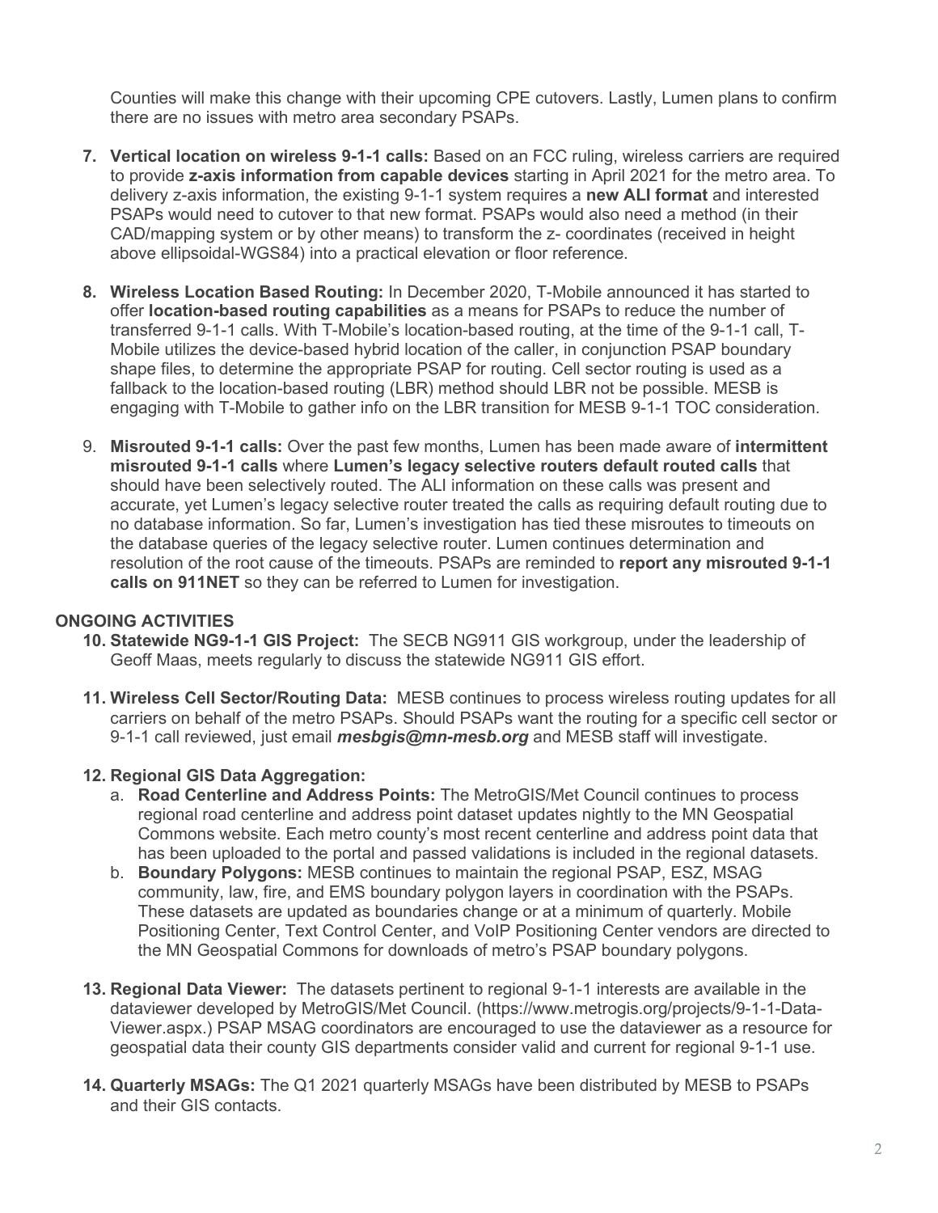Counties will make this change with their upcoming CPE cutovers. Lastly, Lumen plans to confirm there are no issues with metro area secondary PSAPs.

7. **Vertical location on wireless 9-1-1 calls:** Based on an FCC ruling, wireless carriers are required to provide **z-axis information from capable devices** starting in April 2021 for the metro area. To delivery z-axis information, the existing 9-1-1 system requires a **new ALI format** and interested PSAPs would need to cutover to that new format. PSAPs would also need a method (in their CAD/mapping system or by other means) to transform the z- coordinates (received in height above ellipsoidal-WGS84) into a practical elevation or floor reference.

8. **Wireless Location Based Routing:** In December 2020, T-Mobile announced it has started to offer **location-based routing capabilities** as a means for PSAPs to reduce the number of transferred 9-1-1 calls. With T-Mobile's location-based routing, at the time of the 9-1-1 call, T-Mobile utilizes the device-based hybrid location of the caller, in conjunction PSAP boundary shape files, to determine the appropriate PSAP for routing. Cell sector routing is used as a fallback to the location-based routing (LBR) method should LBR not be possible. MESB is engaging with T-Mobile to gather info on the LBR transition for MESB 9-1-1 TOC consideration.

9. **Misrouted 9-1-1 calls:** Over the past few months, Lumen has been made aware of **intermittent misrouted 9-1-1 calls** where **Lumen's legacy selective routers default routed calls** that should have been selectively routed. The ALI information on these calls was present and accurate, yet Lumen's legacy selective router treated the calls as requiring default routing due to no database information. So far, Lumen's investigation has tied these misroutes to timeouts on the database queries of the legacy selective router. Lumen continues determination and resolution of the root cause of the timeouts. PSAPs are reminded to **report any misrouted 9-1-1 calls on 911NET** so they can be referred to Lumen for investigation.

## ONGOING ACTIVITIES

10. **Statewide NG9-1-1 GIS Project:** The SECB NG911 GIS workgroup, under the leadership of Geoff Maas, meets regularly to discuss the statewide NG911 GIS effort.

11. **Wireless Cell Sector/Routing Data:** MESB continues to process wireless routing updates for all carriers on behalf of the metro PSAPs. Should PSAPs want the routing for a specific cell sector or 9-1-1 call reviewed, just email ***mesbgis@mn-mesb.org*** and MESB staff will investigate.

12. **Regional GIS Data Aggregation:**
    a. **Road Centerline and Address Points:** The MetroGIS/Met Council continues to process regional road centerline and address point dataset updates nightly to the MN Geospatial Commons website. Each metro county's most recent centerline and address point data that has been uploaded to the portal and passed validations is included in the regional datasets.
    b. **Boundary Polygons:** MESB continues to maintain the regional PSAP, ESZ, MSAG community, law, fire, and EMS boundary polygon layers in coordination with the PSAPs. These datasets are updated as boundaries change or at a minimum of quarterly. Mobile Positioning Center, Text Control Center, and VoIP Positioning Center vendors are directed to the MN Geospatial Commons for downloads of metro's PSAP boundary polygons.

13. **Regional Data Viewer:** The datasets pertinent to regional 9-1-1 interests are available in the dataviewer developed by MetroGIS/Met Council. (https://www.metrogis.org/projects/9-1-1-Data-Viewer.aspx.) PSAP MSAG coordinators are encouraged to use the dataviewer as a resource for geospatial data their county GIS departments consider valid and current for regional 9-1-1 use.

14. **Quarterly MSAGs:** The Q1 2021 quarterly MSAGs have been distributed by MESB to PSAPs and their GIS contacts.